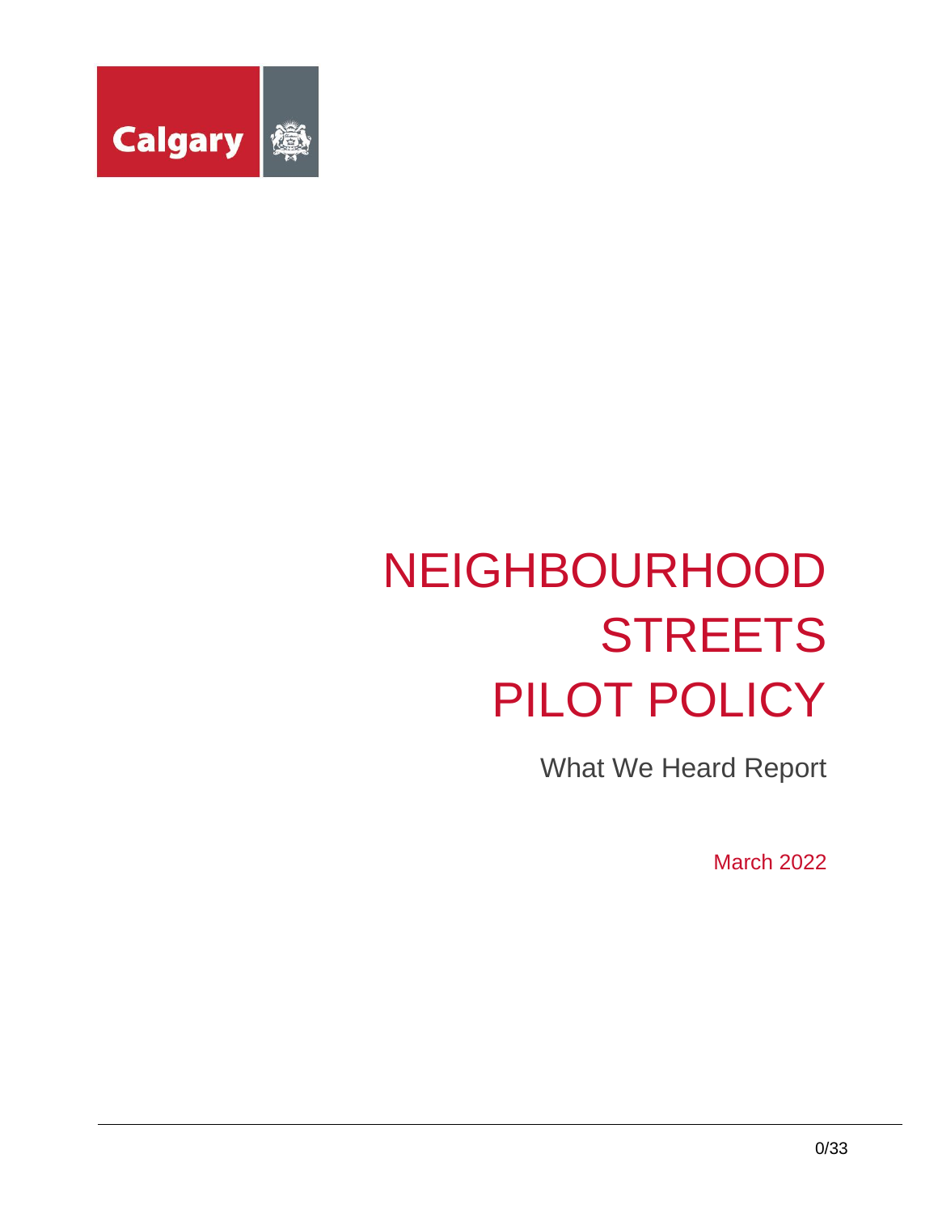Calgary

# NEIGHBOURHOOD STREETS PILOT POLICY

What We Heard Report

March 2022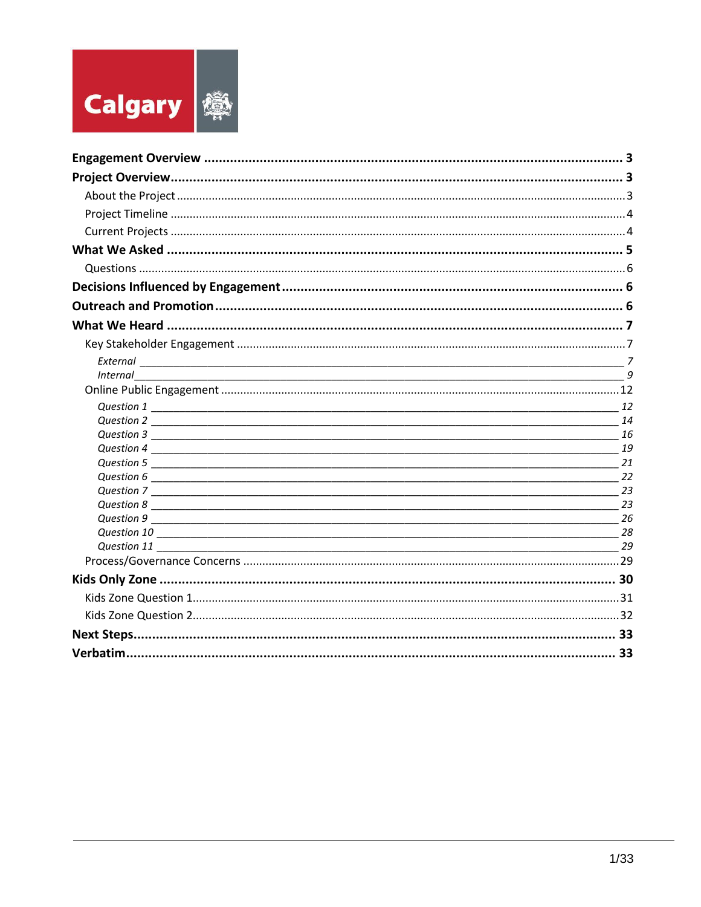Calgary

- **Engagement Overview** .......... **3**
- **Project Overview** .......... **3**
  - About the Project .......... 3
  - Project Timeline .......... 4
  - Current Projects .......... 4
- **What We Asked** .......... **5**
  - Questions .......... 6
- **Decisions Influenced by Engagement** .......... **6**
- **Outreach and Promotion** .......... **6**
- **What We Heard** .......... **7**
  - Key Stakeholder Engagement .......... 7
    - *External* .......... *7*
    - *Internal* .......... *9*
  - Online Public Engagement .......... 12
    - *Question 1* .......... *12*
    - *Question 2* .......... *14*
    - *Question 3* .......... *16*
    - *Question 4* .......... *19*
    - *Question 5* .......... *21*
    - *Question 6* .......... *22*
    - *Question 7* .......... *23*
    - *Question 8* .......... *23*
    - *Question 9* .......... *26*
    - *Question 10* .......... *28*
    - *Question 11* .......... *29*
  - Process/Governance Concerns .......... 29
- **Kids Only Zone** .......... **30**
  - Kids Zone Question 1 .......... 31
  - Kids Zone Question 2 .......... 32
- **Next Steps** .......... **33**
- **Verbatim** .......... **33**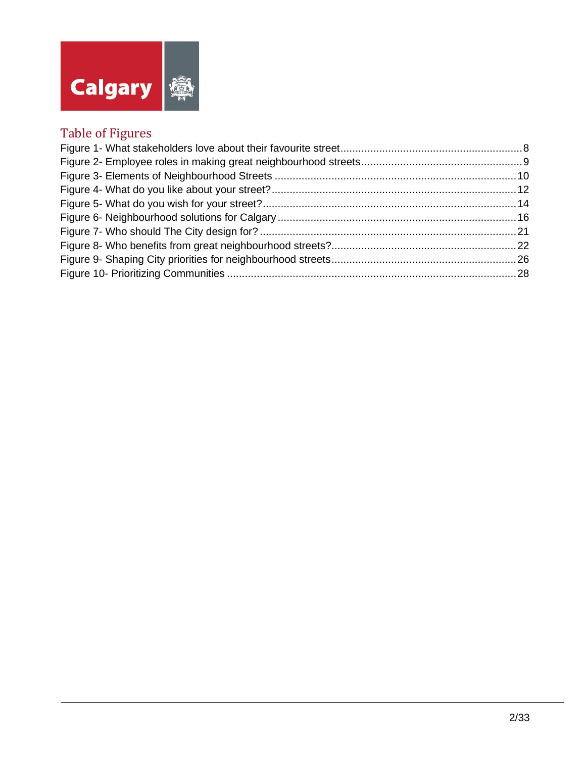## Table of Figures

Figure 1- What stakeholders love about their favourite street.....8
Figure 2- Employee roles in making great neighbourhood streets.....9
Figure 3- Elements of Neighbourhood Streets.....10
Figure 4- What do you like about your street?.....12
Figure 5- What do you wish for your street?.....14
Figure 6- Neighbourhood solutions for Calgary.....16
Figure 7- Who should The City design for?.....21
Figure 8- Who benefits from great neighbourhood streets?.....22
Figure 9- Shaping City priorities for neighbourhood streets.....26
Figure 10- Prioritizing Communities.....28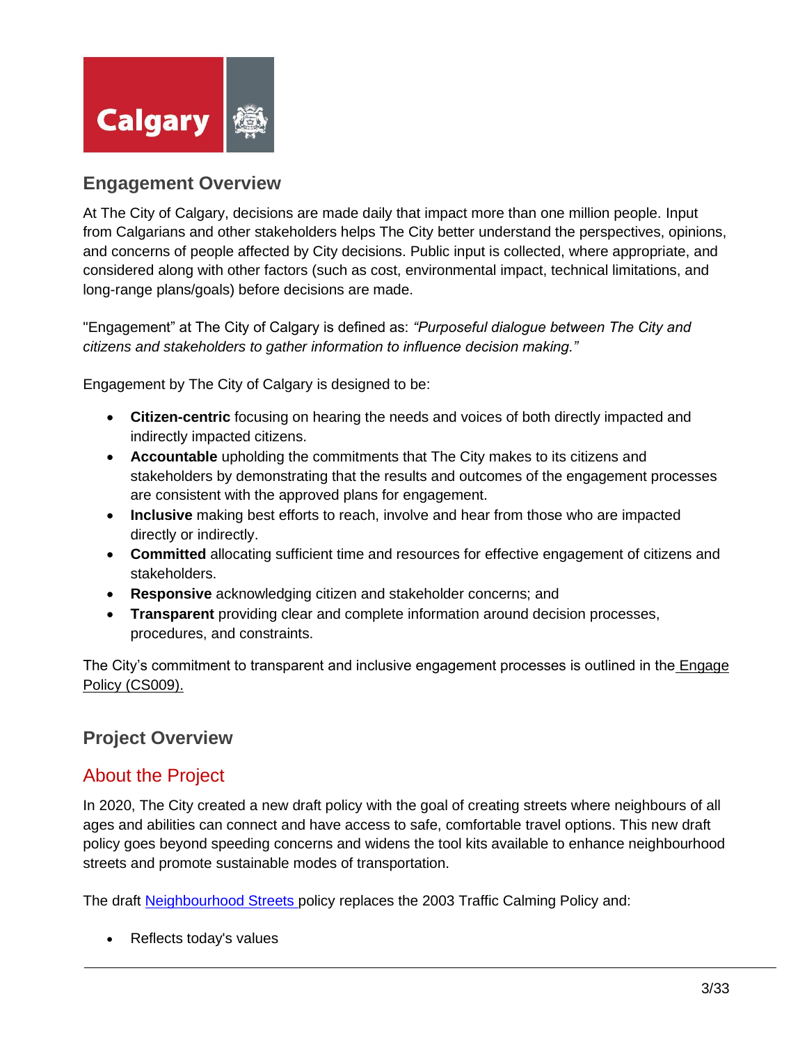## Engagement Overview

At The City of Calgary, decisions are made daily that impact more than one million people. Input from Calgarians and other stakeholders helps The City better understand the perspectives, opinions, and concerns of people affected by City decisions. Public input is collected, where appropriate, and considered along with other factors (such as cost, environmental impact, technical limitations, and long-range plans/goals) before decisions are made.

"Engagement" at The City of Calgary is defined as: *"Purposeful dialogue between The City and citizens and stakeholders to gather information to influence decision making."*

Engagement by The City of Calgary is designed to be:

- **Citizen-centric** focusing on hearing the needs and voices of both directly impacted and indirectly impacted citizens.
- **Accountable** upholding the commitments that The City makes to its citizens and stakeholders by demonstrating that the results and outcomes of the engagement processes are consistent with the approved plans for engagement.
- **Inclusive** making best efforts to reach, involve and hear from those who are impacted directly or indirectly.
- **Committed** allocating sufficient time and resources for effective engagement of citizens and stakeholders.
- **Responsive** acknowledging citizen and stakeholder concerns; and
- **Transparent** providing clear and complete information around decision processes, procedures, and constraints.

The City's commitment to transparent and inclusive engagement processes is outlined in the Engage Policy (CS009).

## Project Overview

### About the Project

In 2020, The City created a new draft policy with the goal of creating streets where neighbours of all ages and abilities can connect and have access to safe, comfortable travel options. This new draft policy goes beyond speeding concerns and widens the tool kits available to enhance neighbourhood streets and promote sustainable modes of transportation.

The draft Neighbourhood Streets policy replaces the 2003 Traffic Calming Policy and:

- Reflects today's values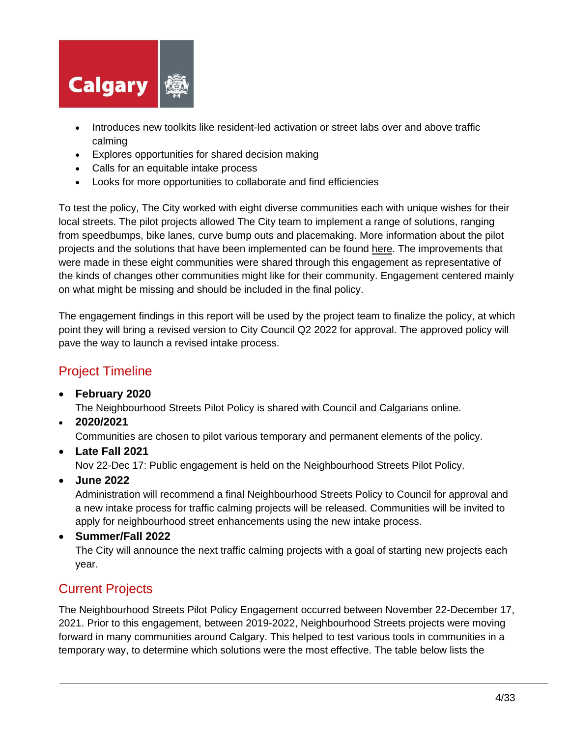- Introduces new toolkits like resident-led activation or street labs over and above traffic calming
- Explores opportunities for shared decision making
- Calls for an equitable intake process
- Looks for more opportunities to collaborate and find efficiencies

To test the policy, The City worked with eight diverse communities each with unique wishes for their local streets. The pilot projects allowed The City team to implement a range of solutions, ranging from speedbumps, bike lanes, curve bump outs and placemaking. More information about the pilot projects and the solutions that have been implemented can be found here. The improvements that were made in these eight communities were shared through this engagement as representative of the kinds of changes other communities might like for their community. Engagement centered mainly on what might be missing and should be included in the final policy.

The engagement findings in this report will be used by the project team to finalize the policy, at which point they will bring a revised version to City Council Q2 2022 for approval. The approved policy will pave the way to launch a revised intake process.

## Project Timeline

- **February 2020**
  The Neighbourhood Streets Pilot Policy is shared with Council and Calgarians online.
- **2020/2021**
  Communities are chosen to pilot various temporary and permanent elements of the policy.
- **Late Fall 2021**
  Nov 22-Dec 17: Public engagement is held on the Neighbourhood Streets Pilot Policy.
- **June 2022**
  Administration will recommend a final Neighbourhood Streets Policy to Council for approval and a new intake process for traffic calming projects will be released. Communities will be invited to apply for neighbourhood street enhancements using the new intake process.
- **Summer/Fall 2022**
  The City will announce the next traffic calming projects with a goal of starting new projects each year.

## Current Projects

The Neighbourhood Streets Pilot Policy Engagement occurred between November 22-December 17, 2021. Prior to this engagement, between 2019-2022, Neighbourhood Streets projects were moving forward in many communities around Calgary. This helped to test various tools in communities in a temporary way, to determine which solutions were the most effective. The table below lists the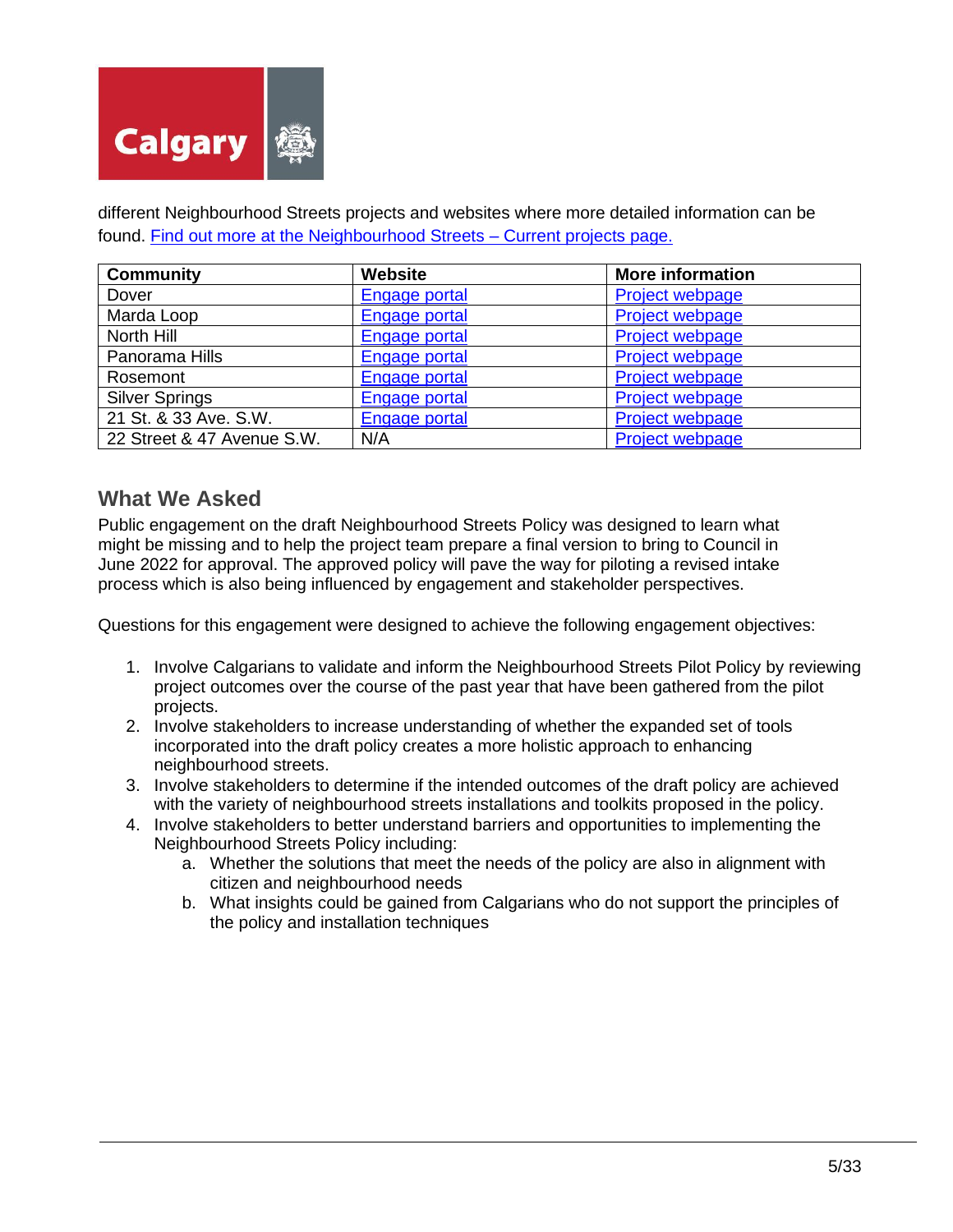different Neighbourhood Streets projects and websites where more detailed information can be found. Find out more at the Neighbourhood Streets – Current projects page.

| Community | Website | More information |
| --- | --- | --- |
| Dover | Engage portal | Project webpage |
| Marda Loop | Engage portal | Project webpage |
| North Hill | Engage portal | Project webpage |
| Panorama Hills | Engage portal | Project webpage |
| Rosemont | Engage portal | Project webpage |
| Silver Springs | Engage portal | Project webpage |
| 21 St. & 33 Ave. S.W. | Engage portal | Project webpage |
| 22 Street & 47 Avenue S.W. | N/A | Project webpage |

## What We Asked

Public engagement on the draft Neighbourhood Streets Policy was designed to learn what might be missing and to help the project team prepare a final version to bring to Council in June 2022 for approval. The approved policy will pave the way for piloting a revised intake process which is also being influenced by engagement and stakeholder perspectives.

Questions for this engagement were designed to achieve the following engagement objectives:

1. Involve Calgarians to validate and inform the Neighbourhood Streets Pilot Policy by reviewing project outcomes over the course of the past year that have been gathered from the pilot projects.
2. Involve stakeholders to increase understanding of whether the expanded set of tools incorporated into the draft policy creates a more holistic approach to enhancing neighbourhood streets.
3. Involve stakeholders to determine if the intended outcomes of the draft policy are achieved with the variety of neighbourhood streets installations and toolkits proposed in the policy.
4. Involve stakeholders to better understand barriers and opportunities to implementing the Neighbourhood Streets Policy including:
    a. Whether the solutions that meet the needs of the policy are also in alignment with citizen and neighbourhood needs
    b. What insights could be gained from Calgarians who do not support the principles of the policy and installation techniques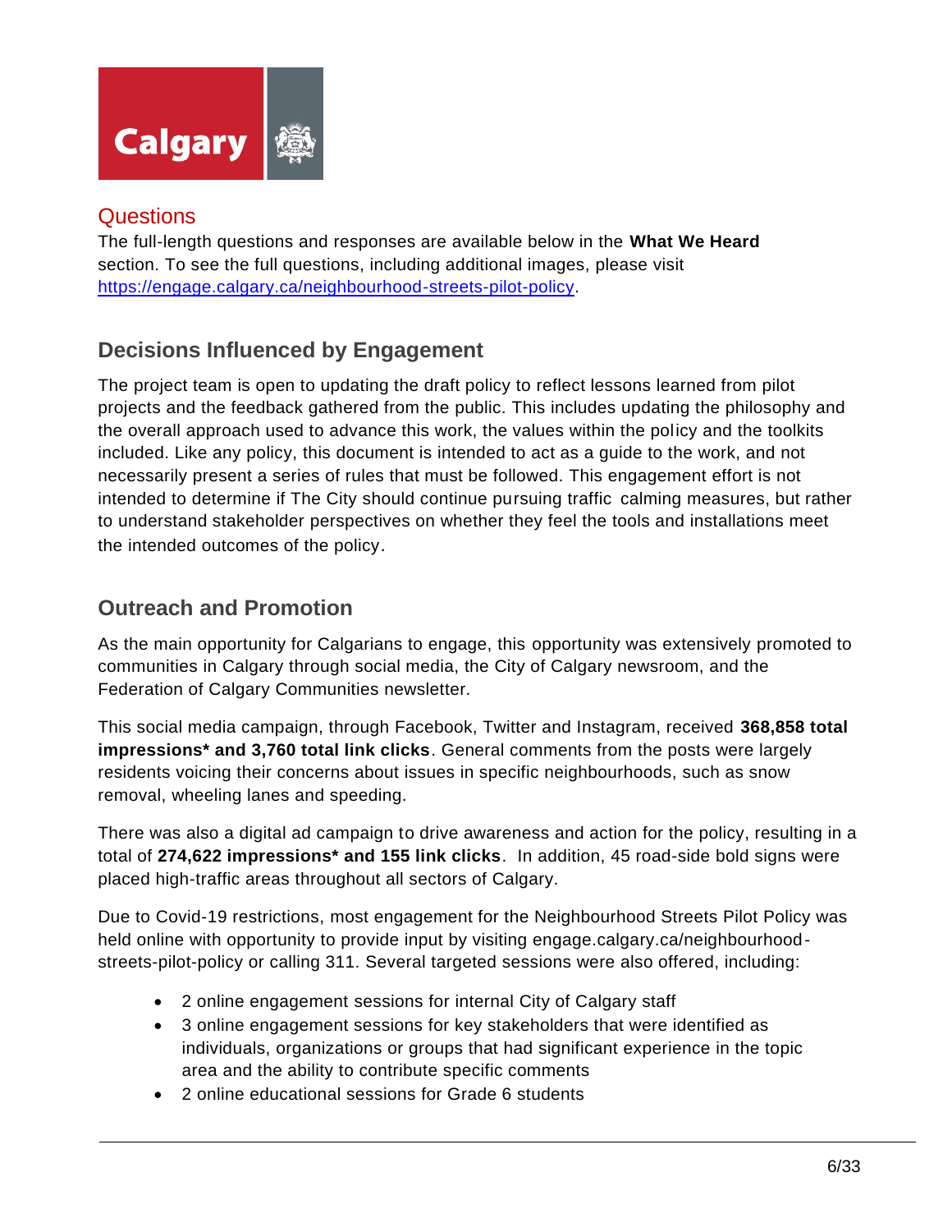## Questions

The full-length questions and responses are available below in the **What We Heard** section. To see the full questions, including additional images, please visit https://engage.calgary.ca/neighbourhood-streets-pilot-policy.

## Decisions Influenced by Engagement

The project team is open to updating the draft policy to reflect lessons learned from pilot projects and the feedback gathered from the public. This includes updating the philosophy and the overall approach used to advance this work, the values within the policy and the toolkits included. Like any policy, this document is intended to act as a guide to the work, and not necessarily present a series of rules that must be followed. This engagement effort is not intended to determine if The City should continue pursuing traffic calming measures, but rather to understand stakeholder perspectives on whether they feel the tools and installations meet the intended outcomes of the policy.

## Outreach and Promotion

As the main opportunity for Calgarians to engage, this opportunity was extensively promoted to communities in Calgary through social media, the City of Calgary newsroom, and the Federation of Calgary Communities newsletter.

This social media campaign, through Facebook, Twitter and Instagram, received **368,858 total impressions* and 3,760 total link clicks**. General comments from the posts were largely residents voicing their concerns about issues in specific neighbourhoods, such as snow removal, wheeling lanes and speeding.

There was also a digital ad campaign to drive awareness and action for the policy, resulting in a total of **274,622 impressions* and 155 link clicks**. In addition, 45 road-side bold signs were placed high-traffic areas throughout all sectors of Calgary.

Due to Covid-19 restrictions, most engagement for the Neighbourhood Streets Pilot Policy was held online with opportunity to provide input by visiting engage.calgary.ca/neighbourhood-streets-pilot-policy or calling 311. Several targeted sessions were also offered, including:

- 2 online engagement sessions for internal City of Calgary staff
- 3 online engagement sessions for key stakeholders that were identified as individuals, organizations or groups that had significant experience in the topic area and the ability to contribute specific comments
- 2 online educational sessions for Grade 6 students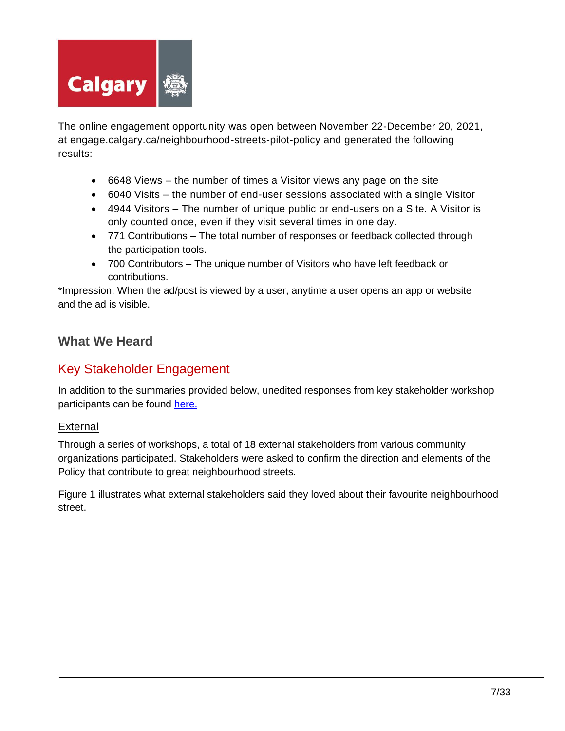The online engagement opportunity was open between November 22-December 20, 2021, at engage.calgary.ca/neighbourhood-streets-pilot-policy and generated the following results:

- 6648 Views – the number of times a Visitor views any page on the site
- 6040 Visits – the number of end-user sessions associated with a single Visitor
- 4944 Visitors – The number of unique public or end-users on a Site. A Visitor is only counted once, even if they visit several times in one day.
- 771 Contributions – The total number of responses or feedback collected through the participation tools.
- 700 Contributors – The unique number of Visitors who have left feedback or contributions.

*Impression: When the ad/post is viewed by a user, anytime a user opens an app or website and the ad is visible.

## What We Heard

## Key Stakeholder Engagement

In addition to the summaries provided below, unedited responses from key stakeholder workshop participants can be found [here.]

### External

Through a series of workshops, a total of 18 external stakeholders from various community organizations participated. Stakeholders were asked to confirm the direction and elements of the Policy that contribute to great neighbourhood streets.

Figure 1 illustrates what external stakeholders said they loved about their favourite neighbourhood street.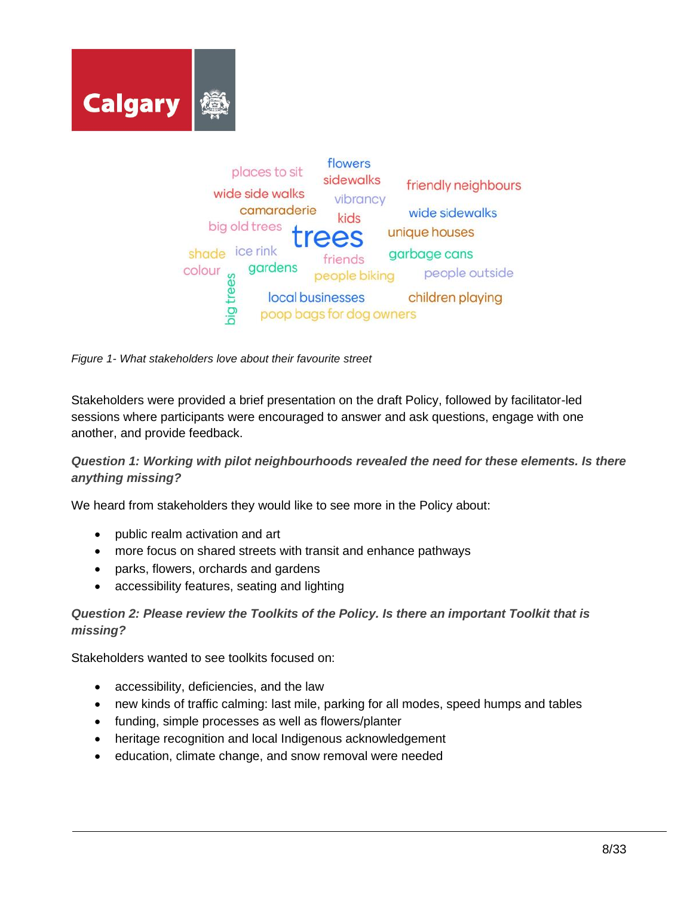*Figure 1- What stakeholders love about their favourite street*

Stakeholders were provided a brief presentation on the draft Policy, followed by facilitator-led sessions where participants were encouraged to answer and ask questions, engage with one another, and provide feedback.

***Question 1: Working with pilot neighbourhoods revealed the need for these elements. Is there anything missing?***

We heard from stakeholders they would like to see more in the Policy about:

- public realm activation and art
- more focus on shared streets with transit and enhance pathways
- parks, flowers, orchards and gardens
- accessibility features, seating and lighting

***Question 2: Please review the Toolkits of the Policy. Is there an important Toolkit that is missing?***

Stakeholders wanted to see toolkits focused on:

- accessibility, deficiencies, and the law
- new kinds of traffic calming: last mile, parking for all modes, speed humps and tables
- funding, simple processes as well as flowers/planter
- heritage recognition and local Indigenous acknowledgement
- education, climate change, and snow removal were needed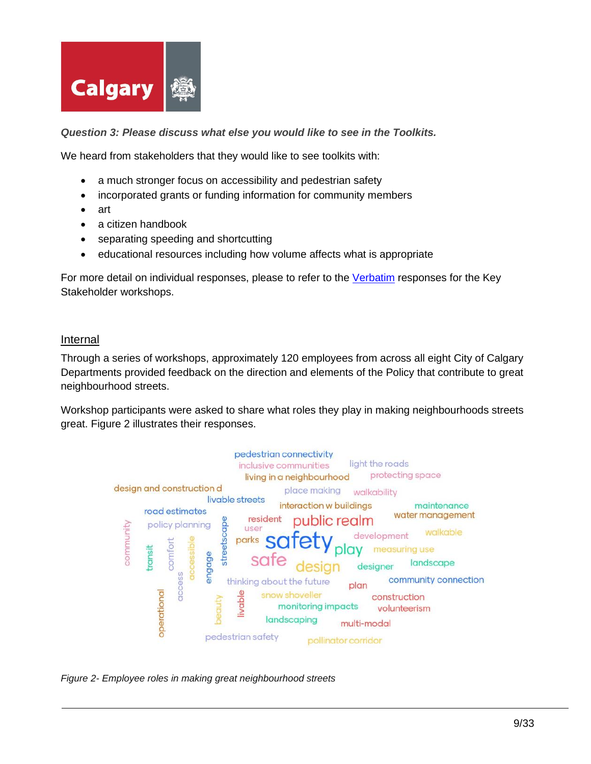*Question 3: Please discuss what else you would like to see in the Toolkits.*

We heard from stakeholders that they would like to see toolkits with:

- a much stronger focus on accessibility and pedestrian safety
- incorporated grants or funding information for community members
- art
- a citizen handbook
- separating speeding and shortcutting
- educational resources including how volume affects what is appropriate

For more detail on individual responses, please to refer to the Verbatim responses for the Key Stakeholder workshops.

## Internal

Through a series of workshops, approximately 120 employees from across all eight City of Calgary Departments provided feedback on the direction and elements of the Policy that contribute to great neighbourhood streets.

Workshop participants were asked to share what roles they play in making neighbourhoods streets great. Figure 2 illustrates their responses.

*Figure 2- Employee roles in making great neighbourhood streets*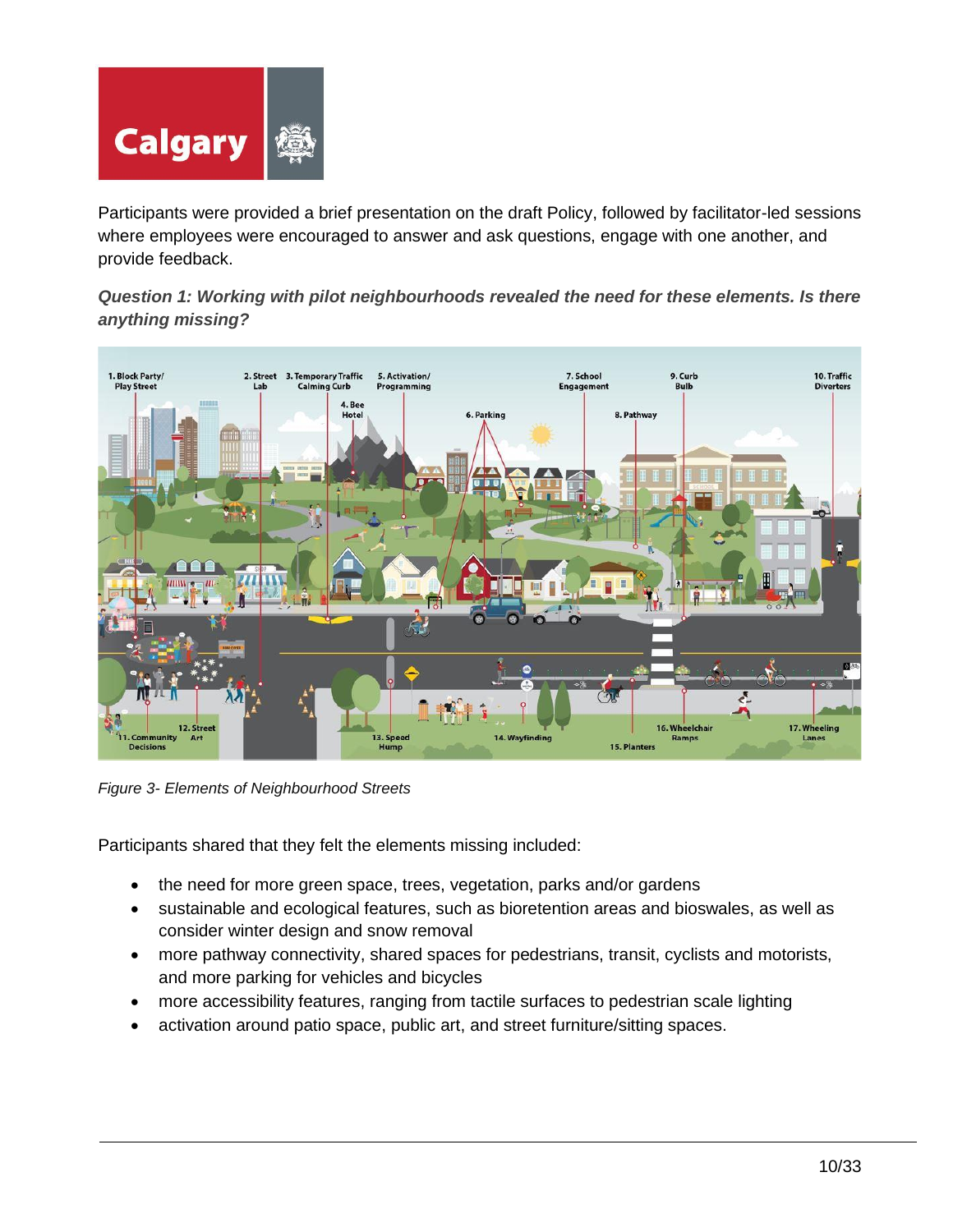Participants were provided a brief presentation on the draft Policy, followed by facilitator-led sessions where employees were encouraged to answer and ask questions, engage with one another, and provide feedback.

***Question 1: Working with pilot neighbourhoods revealed the need for these elements. Is there anything missing?***

*Figure 3- Elements of Neighbourhood Streets*

Participants shared that they felt the elements missing included:

- the need for more green space, trees, vegetation, parks and/or gardens
- sustainable and ecological features, such as bioretention areas and bioswales, as well as consider winter design and snow removal
- more pathway connectivity, shared spaces for pedestrians, transit, cyclists and motorists, and more parking for vehicles and bicycles
- more accessibility features, ranging from tactile surfaces to pedestrian scale lighting
- activation around patio space, public art, and street furniture/sitting spaces.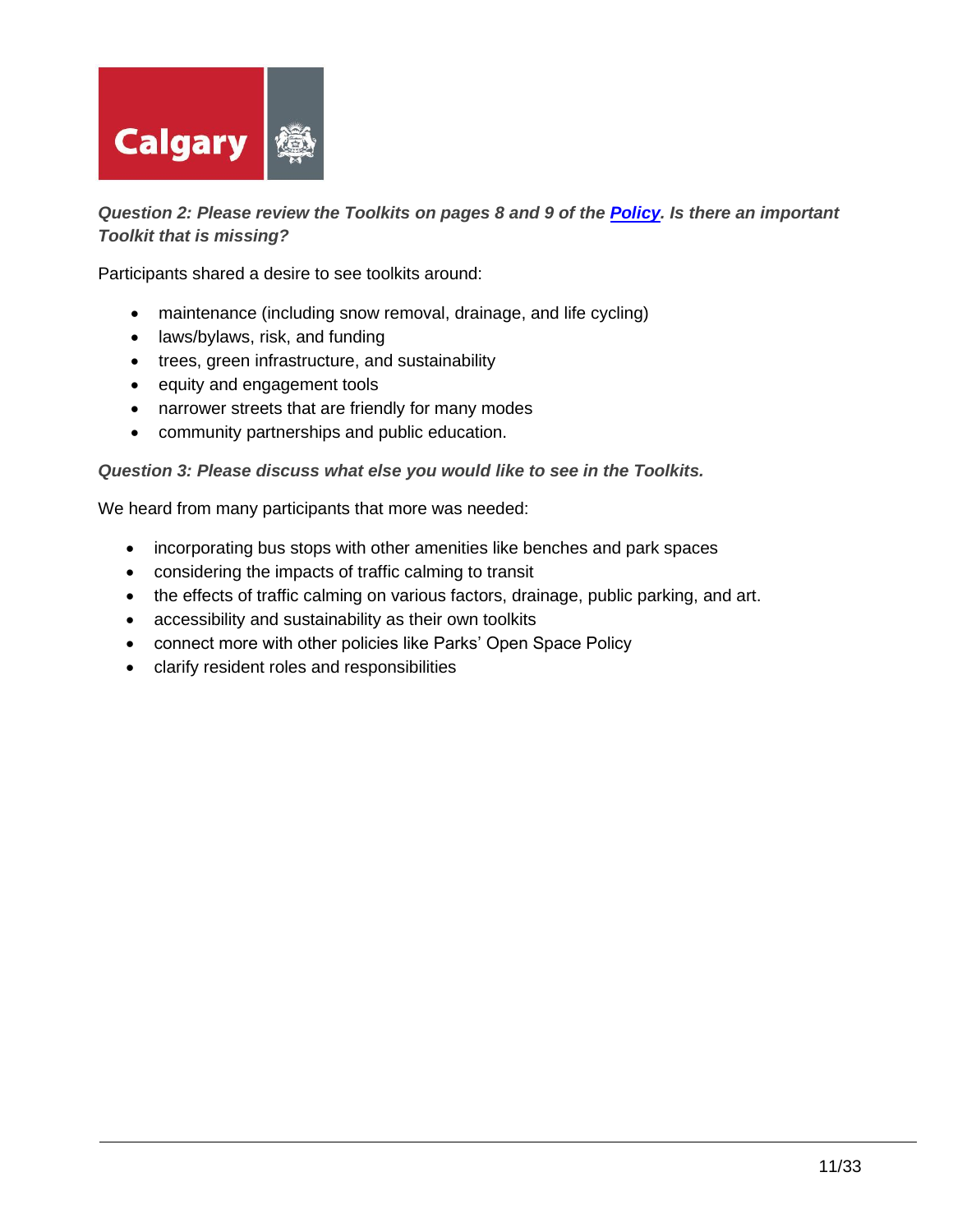***Question 2: Please review the Toolkits on pages 8 and 9 of the [Policy](). Is there an important Toolkit that is missing?***

Participants shared a desire to see toolkits around:

- maintenance (including snow removal, drainage, and life cycling)
- laws/bylaws, risk, and funding
- trees, green infrastructure, and sustainability
- equity and engagement tools
- narrower streets that are friendly for many modes
- community partnerships and public education.

***Question 3: Please discuss what else you would like to see in the Toolkits.***

We heard from many participants that more was needed:

- incorporating bus stops with other amenities like benches and park spaces
- considering the impacts of traffic calming to transit
- the effects of traffic calming on various factors, drainage, public parking, and art.
- accessibility and sustainability as their own toolkits
- connect more with other policies like Parks' Open Space Policy
- clarify resident roles and responsibilities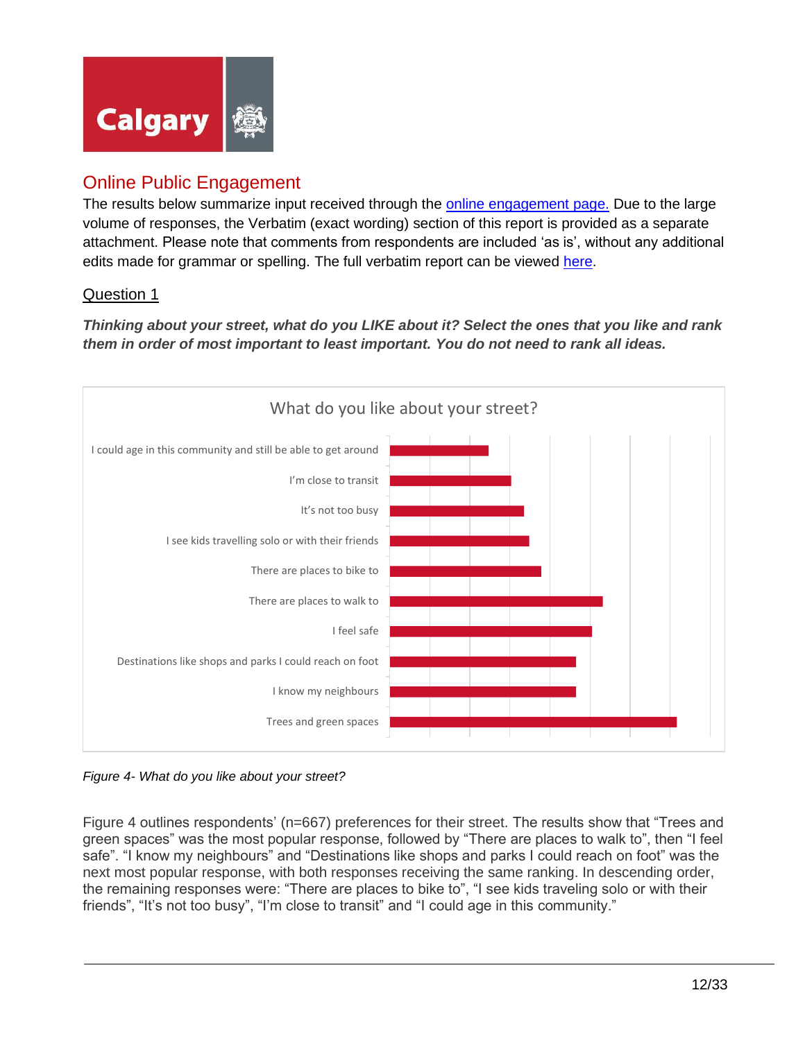## Online Public Engagement

The results below summarize input received through the [online engagement page.](#) Due to the large volume of responses, the Verbatim (exact wording) section of this report is provided as a separate attachment. Please note that comments from respondents are included 'as is', without any additional edits made for grammar or spelling. The full verbatim report can be viewed [here](#).

### Question 1

***Thinking about your street, what do you LIKE about it? Select the ones that you like and rank them in order of most important to least important. You do not need to rank all ideas.***

What do you like about your street?

- I could age in this community and still be able to get around
- I'm close to transit
- It's not too busy
- I see kids travelling solo or with their friends
- There are places to bike to
- There are places to walk to
- I feel safe
- Destinations like shops and parks I could reach on foot
- I know my neighbours
- Trees and green spaces

*Figure 4- What do you like about your street?*

Figure 4 outlines respondents' (n=667) preferences for their street. The results show that "Trees and green spaces" was the most popular response, followed by "There are places to walk to", then "I feel safe". "I know my neighbours" and "Destinations like shops and parks I could reach on foot" was the next most popular response, with both responses receiving the same ranking. In descending order, the remaining responses were: "There are places to bike to", "I see kids traveling solo or with their friends", "It's not too busy", "I'm close to transit" and "I could age in this community."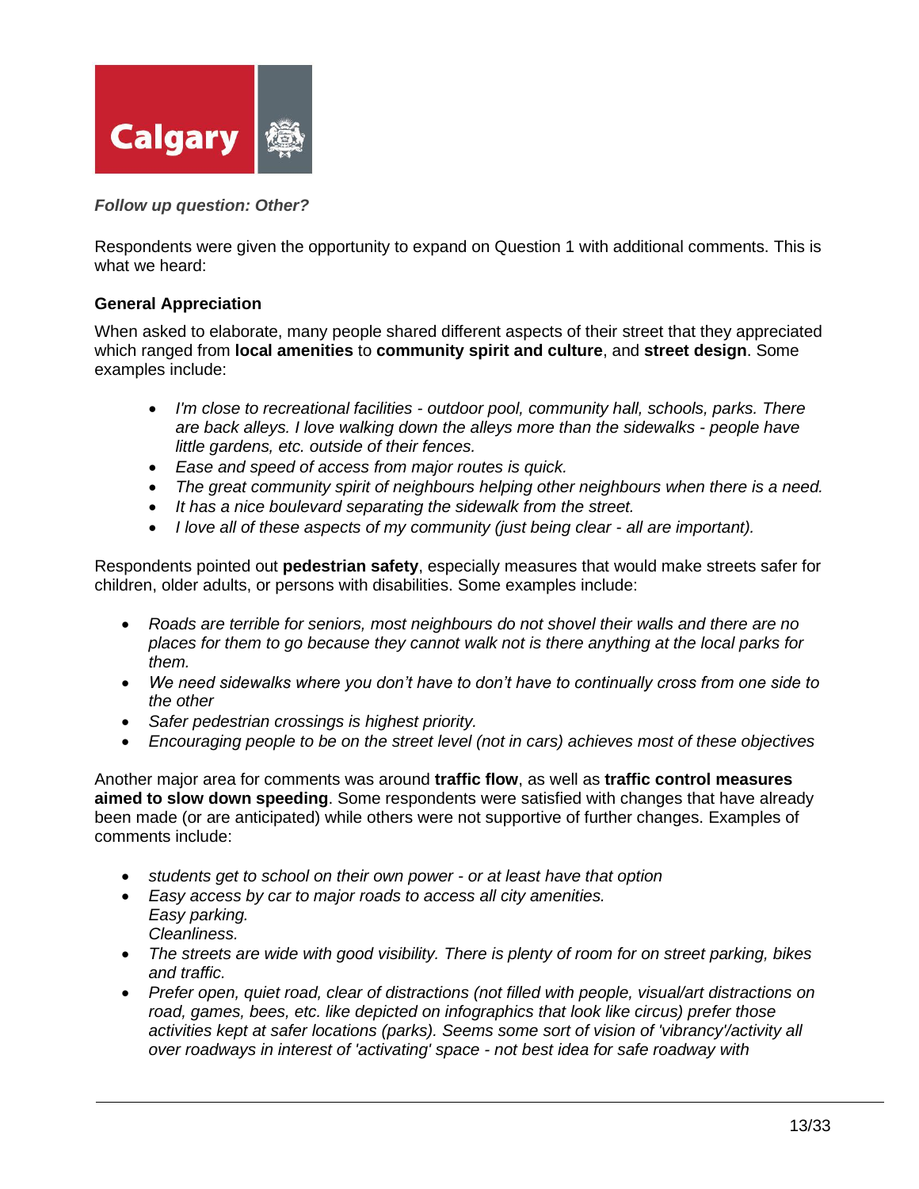***Follow up question: Other?***

Respondents were given the opportunity to expand on Question 1 with additional comments. This is what we heard:

**General Appreciation**

When asked to elaborate, many people shared different aspects of their street that they appreciated which ranged from **local amenities** to **community spirit and culture**, and **street design**. Some examples include:

- *I'm close to recreational facilities - outdoor pool, community hall, schools, parks. There are back alleys. I love walking down the alleys more than the sidewalks - people have little gardens, etc. outside of their fences.*
- *Ease and speed of access from major routes is quick.*
- *The great community spirit of neighbours helping other neighbours when there is a need.*
- *It has a nice boulevard separating the sidewalk from the street.*
- *I love all of these aspects of my community (just being clear - all are important).*

Respondents pointed out **pedestrian safety**, especially measures that would make streets safer for children, older adults, or persons with disabilities. Some examples include:

- *Roads are terrible for seniors, most neighbours do not shovel their walls and there are no places for them to go because they cannot walk not is there anything at the local parks for them.*
- *We need sidewalks where you don't have to don't have to continually cross from one side to the other*
- *Safer pedestrian crossings is highest priority.*
- *Encouraging people to be on the street level (not in cars) achieves most of these objectives*

Another major area for comments was around **traffic flow**, as well as **traffic control measures aimed to slow down speeding**. Some respondents were satisfied with changes that have already been made (or are anticipated) while others were not supportive of further changes. Examples of comments include:

- *students get to school on their own power - or at least have that option*
- *Easy access by car to major roads to access all city amenities.*
  *Easy parking.*
  *Cleanliness.*
- *The streets are wide with good visibility. There is plenty of room for on street parking, bikes and traffic.*
- *Prefer open, quiet road, clear of distractions (not filled with people, visual/art distractions on road, games, bees, etc. like depicted on infographics that look like circus) prefer those activities kept at safer locations (parks). Seems some sort of vision of 'vibrancy'/activity all over roadways in interest of 'activating' space - not best idea for safe roadway with*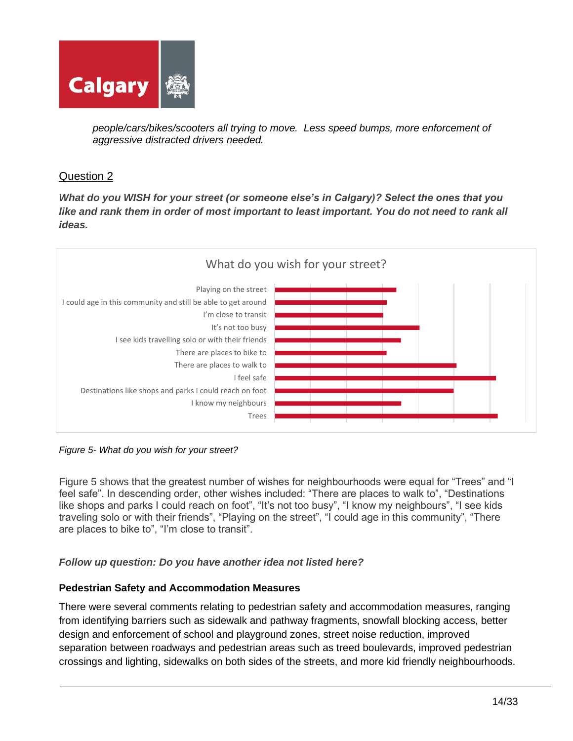*people/cars/bikes/scooters all trying to move. Less speed bumps, more enforcement of aggressive distracted drivers needed.*

## Question 2

***What do you WISH for your street (or someone else's in Calgary)? Select the ones that you like and rank them in order of most important to least important. You do not need to rank all ideas.***

What do you wish for your street?

- Playing on the street
- I could age in this community and still be able to get around
- I'm close to transit
- It's not too busy
- I see kids travelling solo or with their friends
- There are places to bike to
- There are places to walk to
- I feel safe
- Destinations like shops and parks I could reach on foot
- I know my neighbours
- Trees

*Figure 5- What do you wish for your street?*

Figure 5 shows that the greatest number of wishes for neighbourhoods were equal for "Trees" and "I feel safe". In descending order, other wishes included: "There are places to walk to", "Destinations like shops and parks I could reach on foot", "It's not too busy", "I know my neighbours", "I see kids traveling solo or with their friends", "Playing on the street", "I could age in this community", "There are places to bike to", "I'm close to transit".

***Follow up question: Do you have another idea not listed here?***

### Pedestrian Safety and Accommodation Measures

There were several comments relating to pedestrian safety and accommodation measures, ranging from identifying barriers such as sidewalk and pathway fragments, snowfall blocking access, better design and enforcement of school and playground zones, street noise reduction, improved separation between roadways and pedestrian areas such as treed boulevards, improved pedestrian crossings and lighting, sidewalks on both sides of the streets, and more kid friendly neighbourhoods.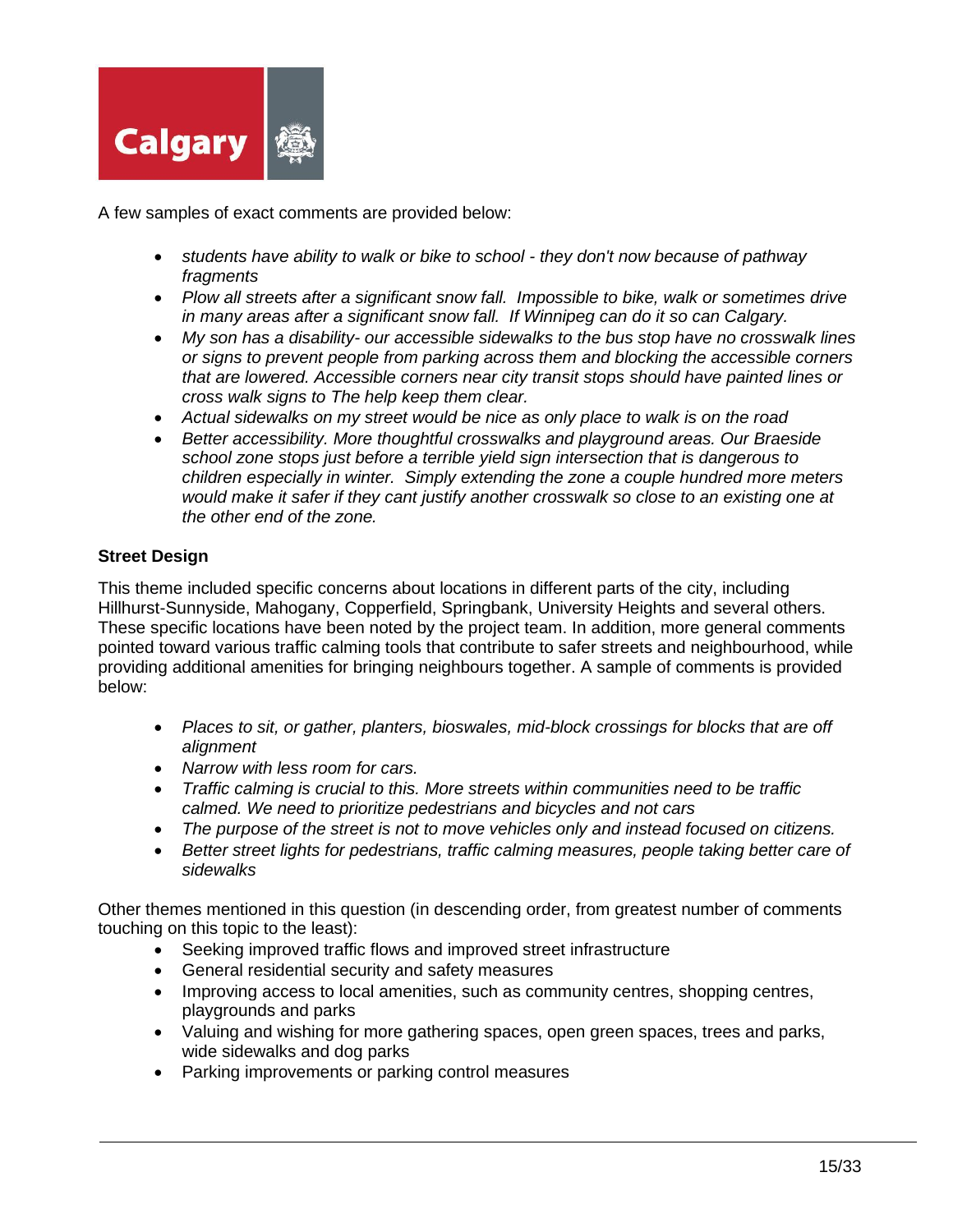A few samples of exact comments are provided below:

- *students have ability to walk or bike to school - they don't now because of pathway fragments*
- *Plow all streets after a significant snow fall. Impossible to bike, walk or sometimes drive in many areas after a significant snow fall. If Winnipeg can do it so can Calgary.*
- *My son has a disability- our accessible sidewalks to the bus stop have no crosswalk lines or signs to prevent people from parking across them and blocking the accessible corners that are lowered. Accessible corners near city transit stops should have painted lines or cross walk signs to The help keep them clear.*
- *Actual sidewalks on my street would be nice as only place to walk is on the road*
- *Better accessibility. More thoughtful crosswalks and playground areas. Our Braeside school zone stops just before a terrible yield sign intersection that is dangerous to children especially in winter. Simply extending the zone a couple hundred more meters would make it safer if they cant justify another crosswalk so close to an existing one at the other end of the zone.*

**Street Design**

This theme included specific concerns about locations in different parts of the city, including Hillhurst-Sunnyside, Mahogany, Copperfield, Springbank, University Heights and several others. These specific locations have been noted by the project team. In addition, more general comments pointed toward various traffic calming tools that contribute to safer streets and neighbourhood, while providing additional amenities for bringing neighbours together. A sample of comments is provided below:

- *Places to sit, or gather, planters, bioswales, mid-block crossings for blocks that are off alignment*
- *Narrow with less room for cars.*
- *Traffic calming is crucial to this. More streets within communities need to be traffic calmed. We need to prioritize pedestrians and bicycles and not cars*
- *The purpose of the street is not to move vehicles only and instead focused on citizens.*
- *Better street lights for pedestrians, traffic calming measures, people taking better care of sidewalks*

Other themes mentioned in this question (in descending order, from greatest number of comments touching on this topic to the least):

- Seeking improved traffic flows and improved street infrastructure
- General residential security and safety measures
- Improving access to local amenities, such as community centres, shopping centres, playgrounds and parks
- Valuing and wishing for more gathering spaces, open green spaces, trees and parks, wide sidewalks and dog parks
- Parking improvements or parking control measures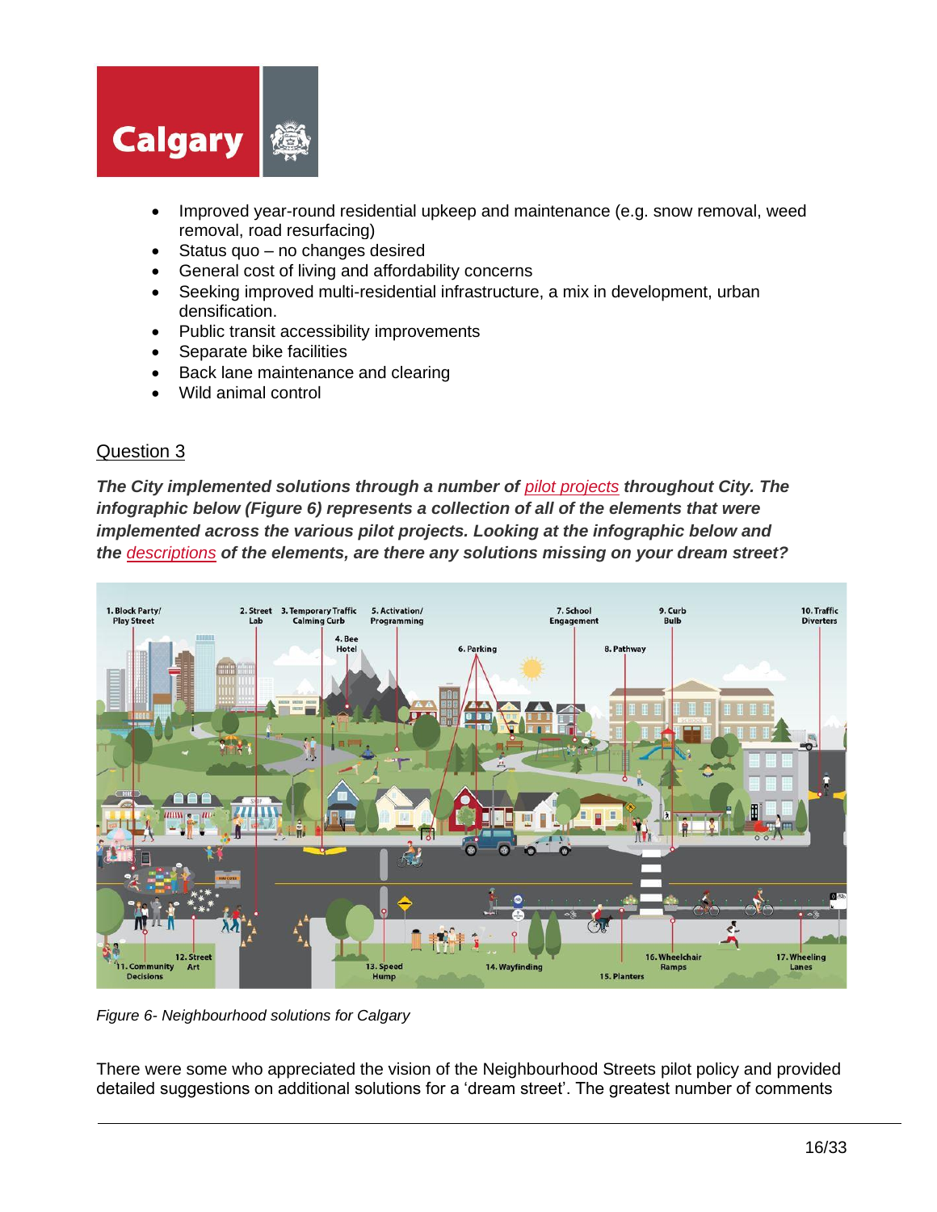- Improved year-round residential upkeep and maintenance (e.g. snow removal, weed removal, road resurfacing)
- Status quo – no changes desired
- General cost of living and affordability concerns
- Seeking improved multi-residential infrastructure, a mix in development, urban densification.
- Public transit accessibility improvements
- Separate bike facilities
- Back lane maintenance and clearing
- Wild animal control

## Question 3

***The City implemented solutions through a number of pilot projects throughout City. The infographic below (Figure 6) represents a collection of all of the elements that were implemented across the various pilot projects. Looking at the infographic below and the descriptions of the elements, are there any solutions missing on your dream street?***

*Figure 6- Neighbourhood solutions for Calgary*

There were some who appreciated the vision of the Neighbourhood Streets pilot policy and provided detailed suggestions on additional solutions for a 'dream street'. The greatest number of comments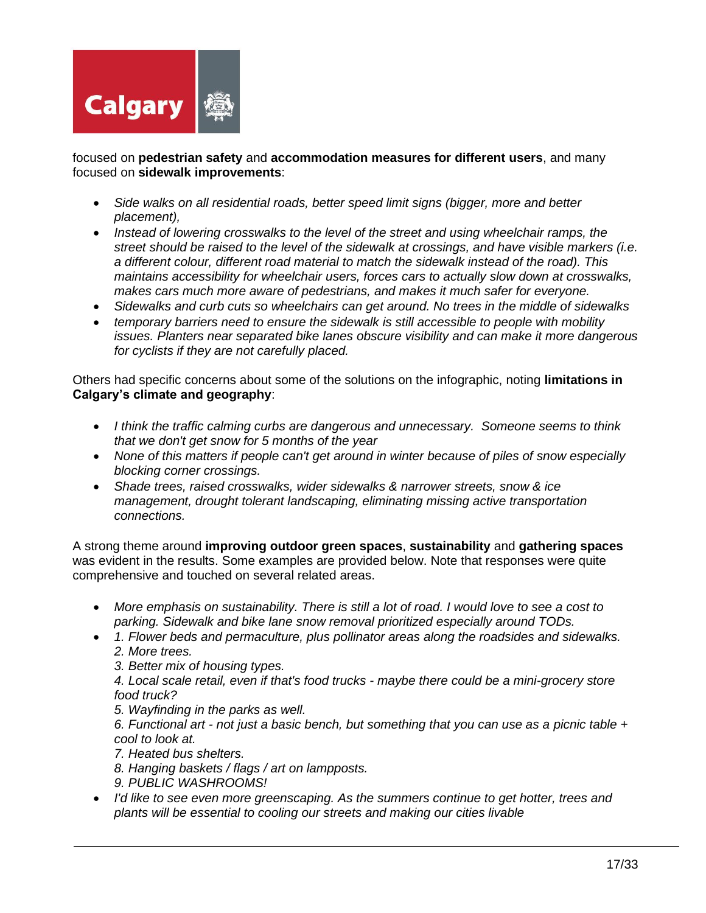focused on **pedestrian safety** and **accommodation measures for different users**, and many focused on **sidewalk improvements**:

- *Side walks on all residential roads, better speed limit signs (bigger, more and better placement),*
- *Instead of lowering crosswalks to the level of the street and using wheelchair ramps, the street should be raised to the level of the sidewalk at crossings, and have visible markers (i.e. a different colour, different road material to match the sidewalk instead of the road). This maintains accessibility for wheelchair users, forces cars to actually slow down at crosswalks, makes cars much more aware of pedestrians, and makes it much safer for everyone.*
- *Sidewalks and curb cuts so wheelchairs can get around. No trees in the middle of sidewalks*
- *temporary barriers need to ensure the sidewalk is still accessible to people with mobility issues. Planters near separated bike lanes obscure visibility and can make it more dangerous for cyclists if they are not carefully placed.*

Others had specific concerns about some of the solutions on the infographic, noting **limitations in Calgary's climate and geography**:

- *I think the traffic calming curbs are dangerous and unnecessary. Someone seems to think that we don't get snow for 5 months of the year*
- *None of this matters if people can't get around in winter because of piles of snow especially blocking corner crossings.*
- *Shade trees, raised crosswalks, wider sidewalks & narrower streets, snow & ice management, drought tolerant landscaping, eliminating missing active transportation connections.*

A strong theme around **improving outdoor green spaces**, **sustainability** and **gathering spaces** was evident in the results. Some examples are provided below. Note that responses were quite comprehensive and touched on several related areas.

- *More emphasis on sustainability. There is still a lot of road. I would love to see a cost to parking. Sidewalk and bike lane snow removal prioritized especially around TODs.*
- *1. Flower beds and permaculture, plus pollinator areas along the roadsides and sidewalks.*
  *2. More trees.*
  *3. Better mix of housing types.*
  *4. Local scale retail, even if that's food trucks - maybe there could be a mini-grocery store food truck?*
  *5. Wayfinding in the parks as well.*
  *6. Functional art - not just a basic bench, but something that you can use as a picnic table + cool to look at.*
  *7. Heated bus shelters.*
  *8. Hanging baskets / flags / art on lampposts.*
  *9. PUBLIC WASHROOMS!*
- *I'd like to see even more greenscaping. As the summers continue to get hotter, trees and plants will be essential to cooling our streets and making our cities livable*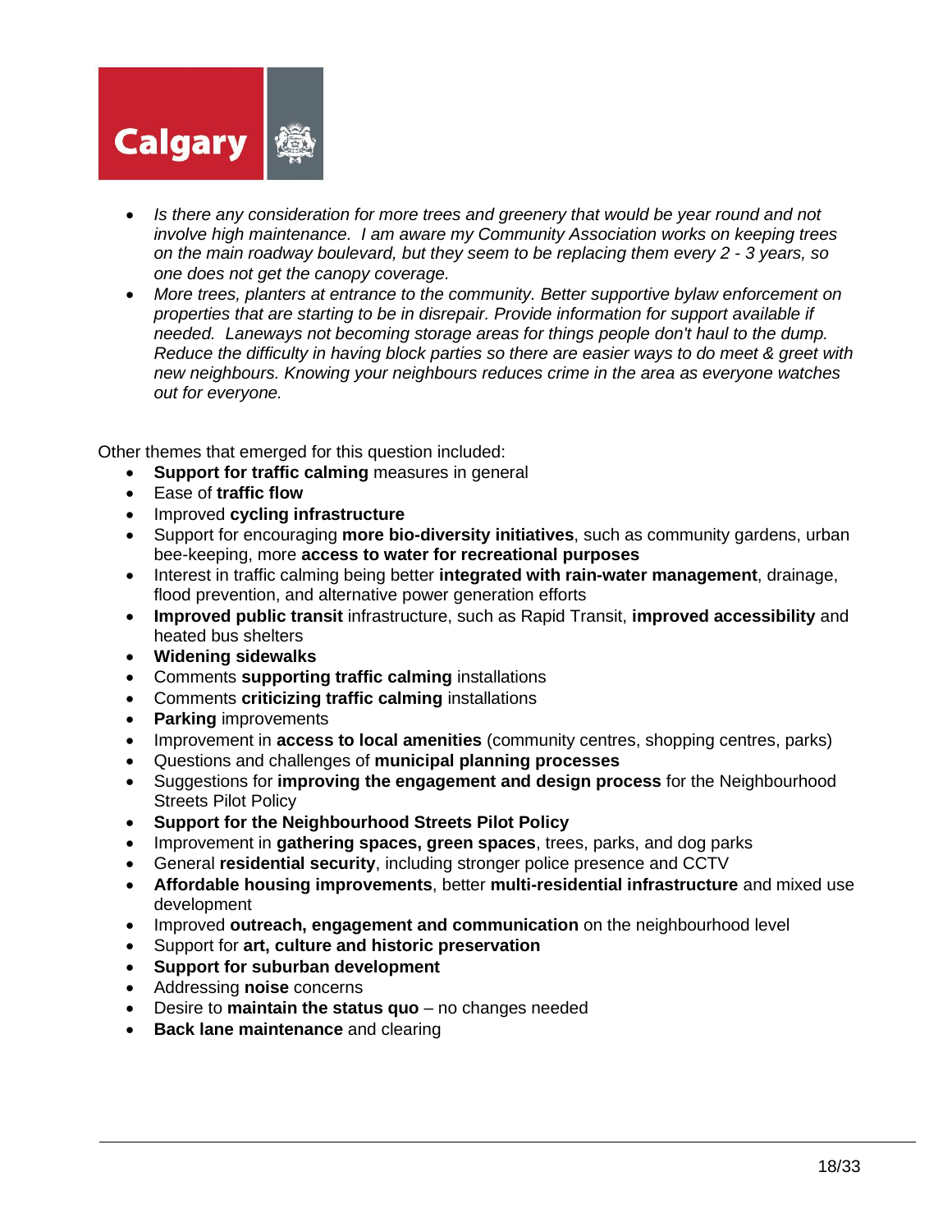- *Is there any consideration for more trees and greenery that would be year round and not involve high maintenance. I am aware my Community Association works on keeping trees on the main roadway boulevard, but they seem to be replacing them every 2 - 3 years, so one does not get the canopy coverage.*
- *More trees, planters at entrance to the community. Better supportive bylaw enforcement on properties that are starting to be in disrepair. Provide information for support available if needed. Laneways not becoming storage areas for things people don't haul to the dump. Reduce the difficulty in having block parties so there are easier ways to do meet & greet with new neighbours. Knowing your neighbours reduces crime in the area as everyone watches out for everyone.*

Other themes that emerged for this question included:

- **Support for traffic calming** measures in general
- Ease of **traffic flow**
- Improved **cycling infrastructure**
- Support for encouraging **more bio-diversity initiatives**, such as community gardens, urban bee-keeping, more **access to water for recreational purposes**
- Interest in traffic calming being better **integrated with rain-water management**, drainage, flood prevention, and alternative power generation efforts
- **Improved public transit** infrastructure, such as Rapid Transit, **improved accessibility** and heated bus shelters
- **Widening sidewalks**
- Comments **supporting traffic calming** installations
- Comments **criticizing traffic calming** installations
- **Parking** improvements
- Improvement in **access to local amenities** (community centres, shopping centres, parks)
- Questions and challenges of **municipal planning processes**
- Suggestions for **improving the engagement and design process** for the Neighbourhood Streets Pilot Policy
- **Support for the Neighbourhood Streets Pilot Policy**
- Improvement in **gathering spaces, green spaces**, trees, parks, and dog parks
- General **residential security**, including stronger police presence and CCTV
- **Affordable housing improvements**, better **multi-residential infrastructure** and mixed use development
- Improved **outreach, engagement and communication** on the neighbourhood level
- Support for **art, culture and historic preservation**
- **Support for suburban development**
- Addressing **noise** concerns
- Desire to **maintain the status quo** – no changes needed
- **Back lane maintenance** and clearing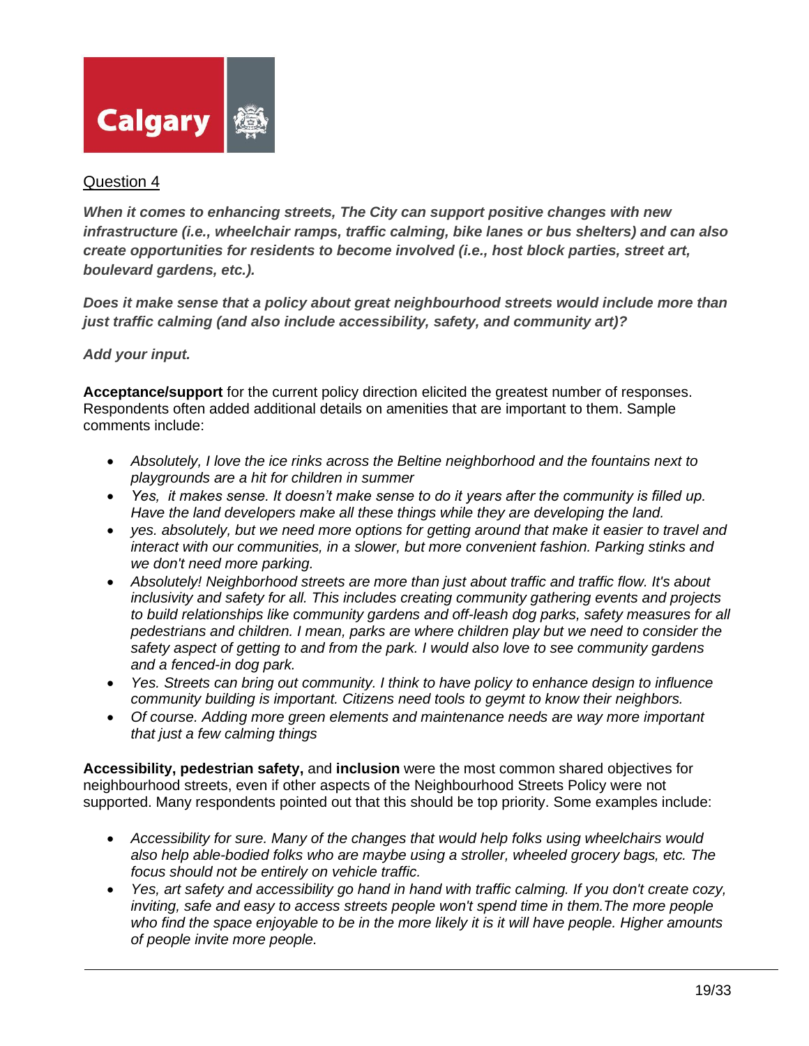Question 4

***When it comes to enhancing streets, The City can support positive changes with new infrastructure (i.e., wheelchair ramps, traffic calming, bike lanes or bus shelters) and can also create opportunities for residents to become involved (i.e., host block parties, street art, boulevard gardens, etc.).***

***Does it make sense that a policy about great neighbourhood streets would include more than just traffic calming (and also include accessibility, safety, and community art)?***

***Add your input.***

**Acceptance/support** for the current policy direction elicited the greatest number of responses. Respondents often added additional details on amenities that are important to them. Sample comments include:

- *Absolutely, I love the ice rinks across the Beltine neighborhood and the fountains next to playgrounds are a hit for children in summer*
- *Yes, it makes sense. It doesn't make sense to do it years after the community is filled up. Have the land developers make all these things while they are developing the land.*
- *yes. absolutely, but we need more options for getting around that make it easier to travel and interact with our communities, in a slower, but more convenient fashion. Parking stinks and we don't need more parking.*
- *Absolutely! Neighborhood streets are more than just about traffic and traffic flow. It's about inclusivity and safety for all. This includes creating community gathering events and projects to build relationships like community gardens and off-leash dog parks, safety measures for all pedestrians and children. I mean, parks are where children play but we need to consider the safety aspect of getting to and from the park. I would also love to see community gardens and a fenced-in dog park.*
- *Yes. Streets can bring out community. I think to have policy to enhance design to influence community building is important. Citizens need tools to geymt to know their neighbors.*
- *Of course. Adding more green elements and maintenance needs are way more important that just a few calming things*

**Accessibility, pedestrian safety,** and **inclusion** were the most common shared objectives for neighbourhood streets, even if other aspects of the Neighbourhood Streets Policy were not supported. Many respondents pointed out that this should be top priority. Some examples include:

- *Accessibility for sure. Many of the changes that would help folks using wheelchairs would also help able-bodied folks who are maybe using a stroller, wheeled grocery bags, etc. The focus should not be entirely on vehicle traffic.*
- *Yes, art safety and accessibility go hand in hand with traffic calming. If you don't create cozy, inviting, safe and easy to access streets people won't spend time in them.The more people who find the space enjoyable to be in the more likely it is it will have people. Higher amounts of people invite more people.*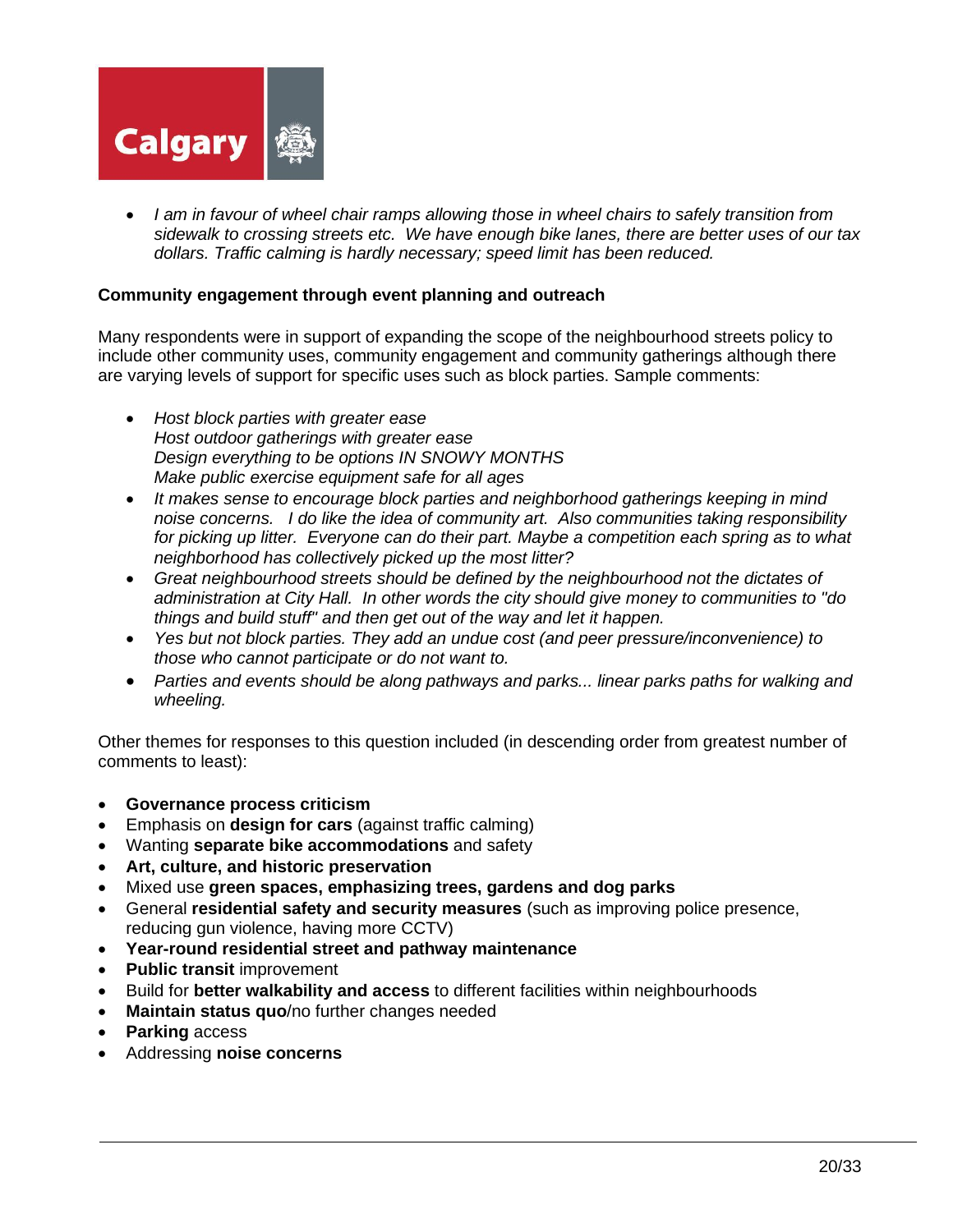- *I am in favour of wheel chair ramps allowing those in wheel chairs to safely transition from sidewalk to crossing streets etc. We have enough bike lanes, there are better uses of our tax dollars. Traffic calming is hardly necessary; speed limit has been reduced.*

**Community engagement through event planning and outreach**

Many respondents were in support of expanding the scope of the neighbourhood streets policy to include other community uses, community engagement and community gatherings although there are varying levels of support for specific uses such as block parties. Sample comments:

- *Host block parties with greater ease*
  *Host outdoor gatherings with greater ease*
  *Design everything to be options IN SNOWY MONTHS*
  *Make public exercise equipment safe for all ages*
- *It makes sense to encourage block parties and neighborhood gatherings keeping in mind noise concerns. I do like the idea of community art. Also communities taking responsibility for picking up litter. Everyone can do their part. Maybe a competition each spring as to what neighborhood has collectively picked up the most litter?*
- *Great neighbourhood streets should be defined by the neighbourhood not the dictates of administration at City Hall. In other words the city should give money to communities to "do things and build stuff" and then get out of the way and let it happen.*
- *Yes but not block parties. They add an undue cost (and peer pressure/inconvenience) to those who cannot participate or do not want to.*
- *Parties and events should be along pathways and parks... linear parks paths for walking and wheeling.*

Other themes for responses to this question included (in descending order from greatest number of comments to least):

- **Governance process criticism**
- Emphasis on **design for cars** (against traffic calming)
- Wanting **separate bike accommodations** and safety
- **Art, culture, and historic preservation**
- Mixed use **green spaces, emphasizing trees, gardens and dog parks**
- General **residential safety and security measures** (such as improving police presence, reducing gun violence, having more CCTV)
- **Year-round residential street and pathway maintenance**
- **Public transit** improvement
- Build for **better walkability and access** to different facilities within neighbourhoods
- **Maintain status quo**/no further changes needed
- **Parking** access
- Addressing **noise concerns**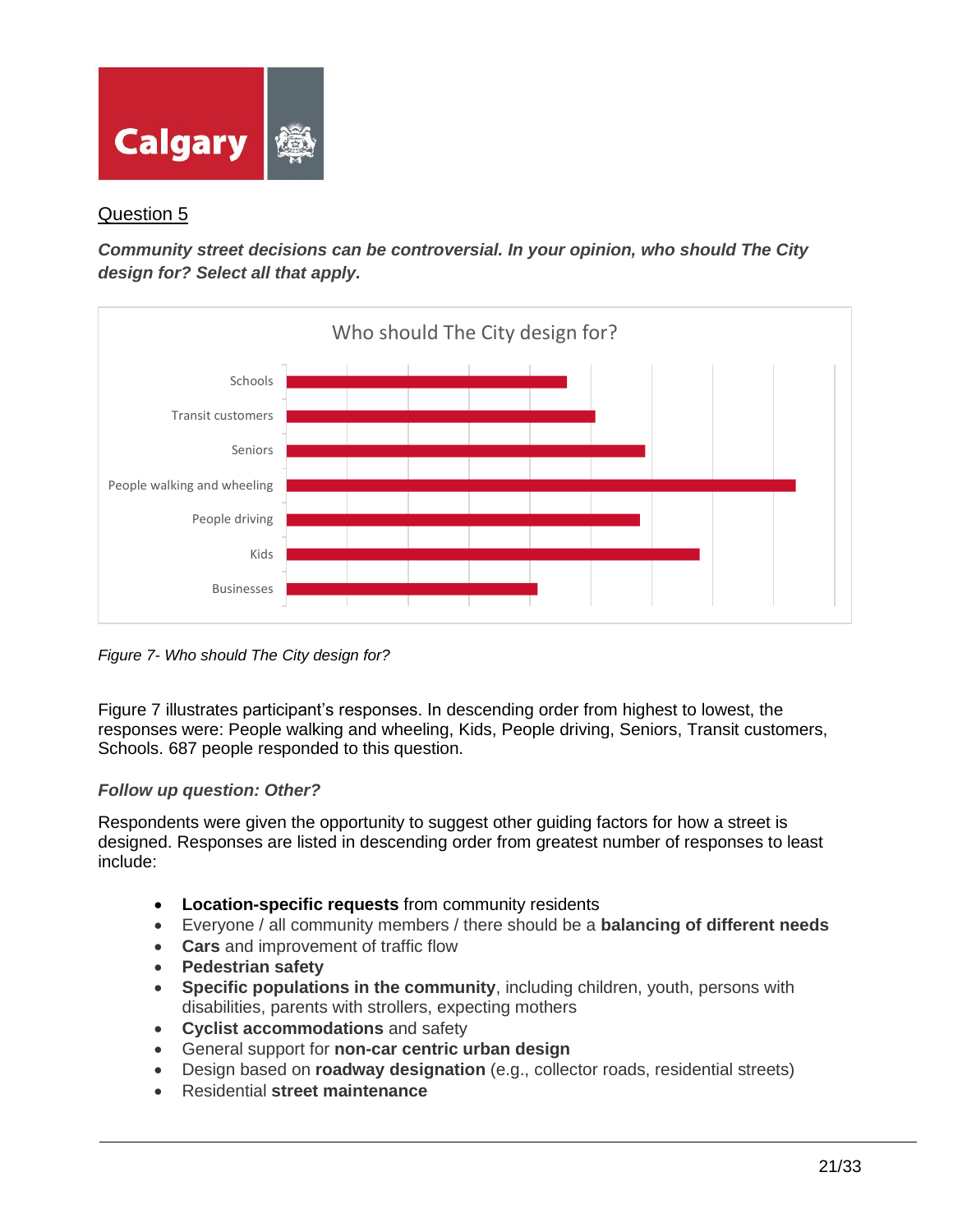Question 5

***Community street decisions can be controversial. In your opinion, who should The City design for? Select all that apply.***

Who should The City design for?

| Category |
|---|
| Schools |
| Transit customers |
| Seniors |
| People walking and wheeling |
| People driving |
| Kids |
| Businesses |

*Figure 7- Who should The City design for?*

Figure 7 illustrates participant's responses. In descending order from highest to lowest, the responses were: People walking and wheeling, Kids, People driving, Seniors, Transit customers, Schools. 687 people responded to this question.

***Follow up question: Other?***

Respondents were given the opportunity to suggest other guiding factors for how a street is designed. Responses are listed in descending order from greatest number of responses to least include:

- **Location-specific requests** from community residents
- Everyone / all community members / there should be a **balancing of different needs**
- **Cars** and improvement of traffic flow
- **Pedestrian safety**
- **Specific populations in the community**, including children, youth, persons with disabilities, parents with strollers, expecting mothers
- **Cyclist accommodations** and safety
- General support for **non-car centric urban design**
- Design based on **roadway designation** (e.g., collector roads, residential streets)
- Residential **street maintenance**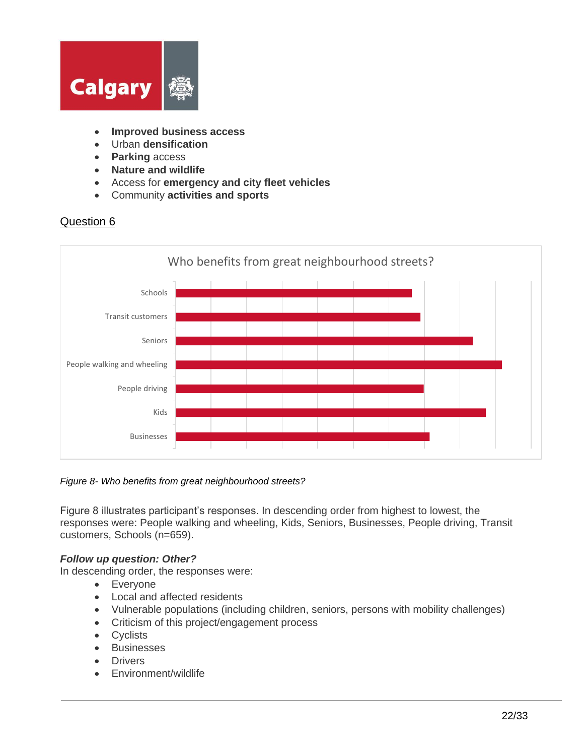- **Improved business access**
- Urban **densification**
- **Parking** access
- **Nature and wildlife**
- Access for **emergency and city fleet vehicles**
- Community **activities and sports**

Question 6

Who benefits from great neighbourhood streets?

Schools

Transit customers

Seniors

People walking and wheeling

People driving

Kids

Businesses

*Figure 8- Who benefits from great neighbourhood streets?*

Figure 8 illustrates participant's responses. In descending order from highest to lowest, the responses were: People walking and wheeling, Kids, Seniors, Businesses, People driving, Transit customers, Schools (n=659).

***Follow up question: Other?***

In descending order, the responses were:

- Everyone
- Local and affected residents
- Vulnerable populations (including children, seniors, persons with mobility challenges)
- Criticism of this project/engagement process
- Cyclists
- Businesses
- Drivers
- Environment/wildlife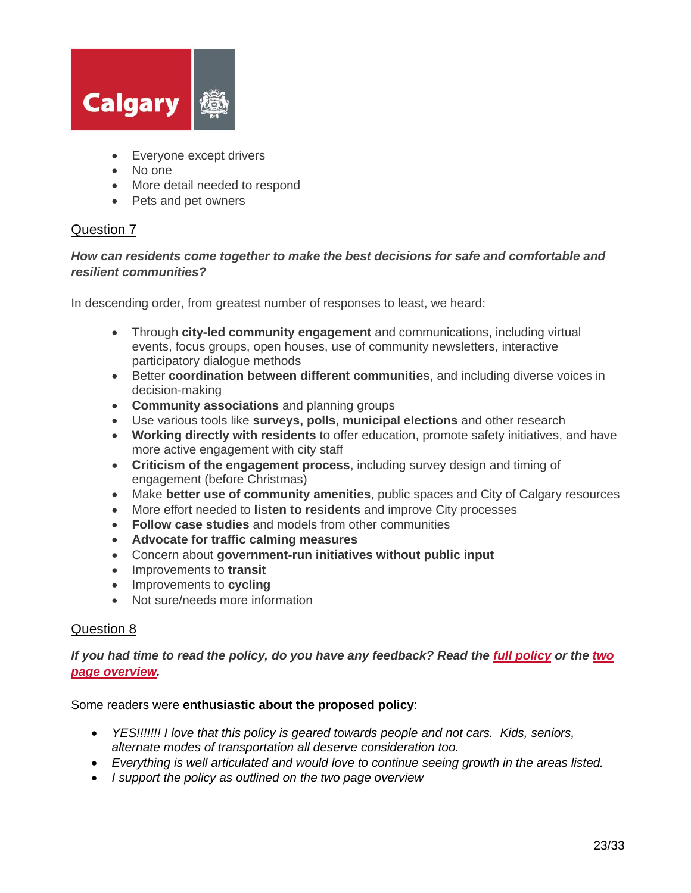- Everyone except drivers
- No one
- More detail needed to respond
- Pets and pet owners

## Question 7

***How can residents come together to make the best decisions for safe and comfortable and resilient communities?***

In descending order, from greatest number of responses to least, we heard:

- Through **city-led community engagement** and communications, including virtual events, focus groups, open houses, use of community newsletters, interactive participatory dialogue methods
- Better **coordination between different communities**, and including diverse voices in decision-making
- **Community associations** and planning groups
- Use various tools like **surveys, polls, municipal elections** and other research
- **Working directly with residents** to offer education, promote safety initiatives, and have more active engagement with city staff
- **Criticism of the engagement process**, including survey design and timing of engagement (before Christmas)
- Make **better use of community amenities**, public spaces and City of Calgary resources
- More effort needed to **listen to residents** and improve City processes
- **Follow case studies** and models from other communities
- **Advocate for traffic calming measures**
- Concern about **government-run initiatives without public input**
- Improvements to **transit**
- Improvements to **cycling**
- Not sure/needs more information

## Question 8

***If you had time to read the policy, do you have any feedback? Read the full policy or the two page overview.***

Some readers were **enthusiastic about the proposed policy**:

- *YES!!!!!!! I love that this policy is geared towards people and not cars.  Kids, seniors, alternate modes of transportation all deserve consideration too.*
- *Everything is well articulated and would love to continue seeing growth in the areas listed.*
- *I support the policy as outlined on the two page overview*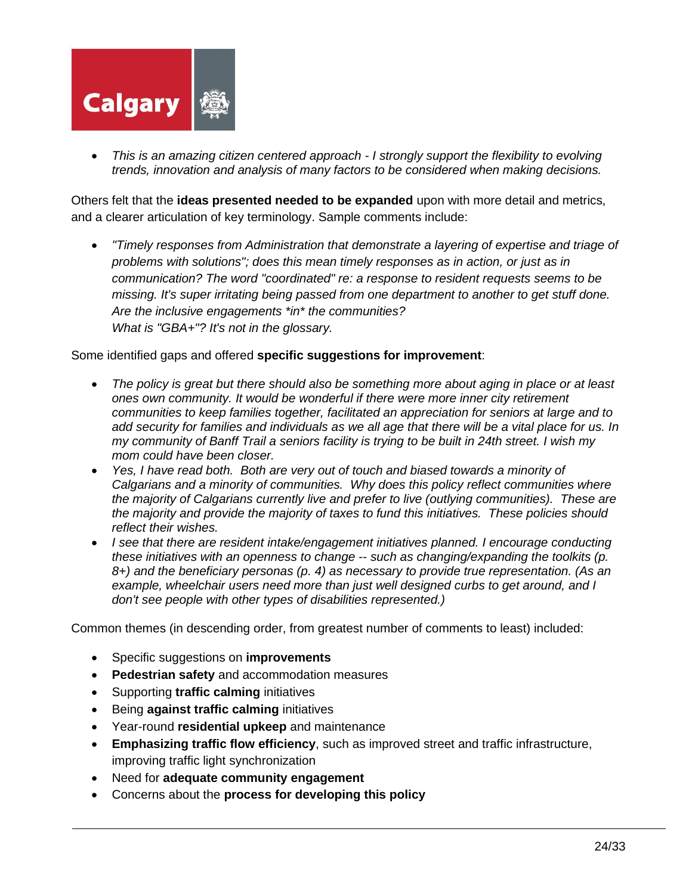- *This is an amazing citizen centered approach - I strongly support the flexibility to evolving trends, innovation and analysis of many factors to be considered when making decisions.*

Others felt that the **ideas presented needed to be expanded** upon with more detail and metrics, and a clearer articulation of key terminology. Sample comments include:

- *"Timely responses from Administration that demonstrate a layering of expertise and triage of problems with solutions"; does this mean timely responses as in action, or just as in communication? The word "coordinated" re: a response to resident requests seems to be missing. It's super irritating being passed from one department to another to get stuff done. Are the inclusive engagements *in* the communities?*
  *What is "GBA+"? It's not in the glossary.*

Some identified gaps and offered **specific suggestions for improvement**:

- *The policy is great but there should also be something more about aging in place or at least ones own community. It would be wonderful if there were more inner city retirement communities to keep families together, facilitated an appreciation for seniors at large and to add security for families and individuals as we all age that there will be a vital place for us. In my community of Banff Trail a seniors facility is trying to be built in 24th street. I wish my mom could have been closer.*
- *Yes, I have read both. Both are very out of touch and biased towards a minority of Calgarians and a minority of communities. Why does this policy reflect communities where the majority of Calgarians currently live and prefer to live (outlying communities). These are the majority and provide the majority of taxes to fund this initiatives. These policies should reflect their wishes.*
- *I see that there are resident intake/engagement initiatives planned. I encourage conducting these initiatives with an openness to change -- such as changing/expanding the toolkits (p. 8+) and the beneficiary personas (p. 4) as necessary to provide true representation. (As an example, wheelchair users need more than just well designed curbs to get around, and I don't see people with other types of disabilities represented.)*

Common themes (in descending order, from greatest number of comments to least) included:

- Specific suggestions on **improvements**
- **Pedestrian safety** and accommodation measures
- Supporting **traffic calming** initiatives
- Being **against traffic calming** initiatives
- Year-round **residential upkeep** and maintenance
- **Emphasizing traffic flow efficiency**, such as improved street and traffic infrastructure, improving traffic light synchronization
- Need for **adequate community engagement**
- Concerns about the **process for developing this policy**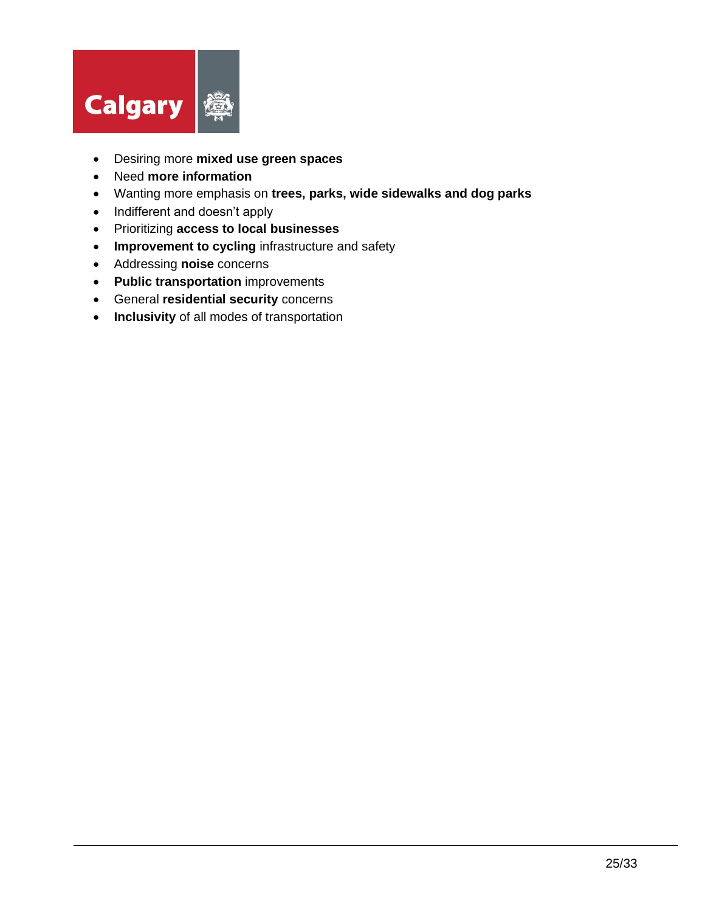- Desiring more **mixed use green spaces**
- Need **more information**
- Wanting more emphasis on **trees, parks, wide sidewalks and dog parks**
- Indifferent and doesn't apply
- Prioritizing **access to local businesses**
- **Improvement to cycling** infrastructure and safety
- Addressing **noise** concerns
- **Public transportation** improvements
- General **residential security** concerns
- **Inclusivity** of all modes of transportation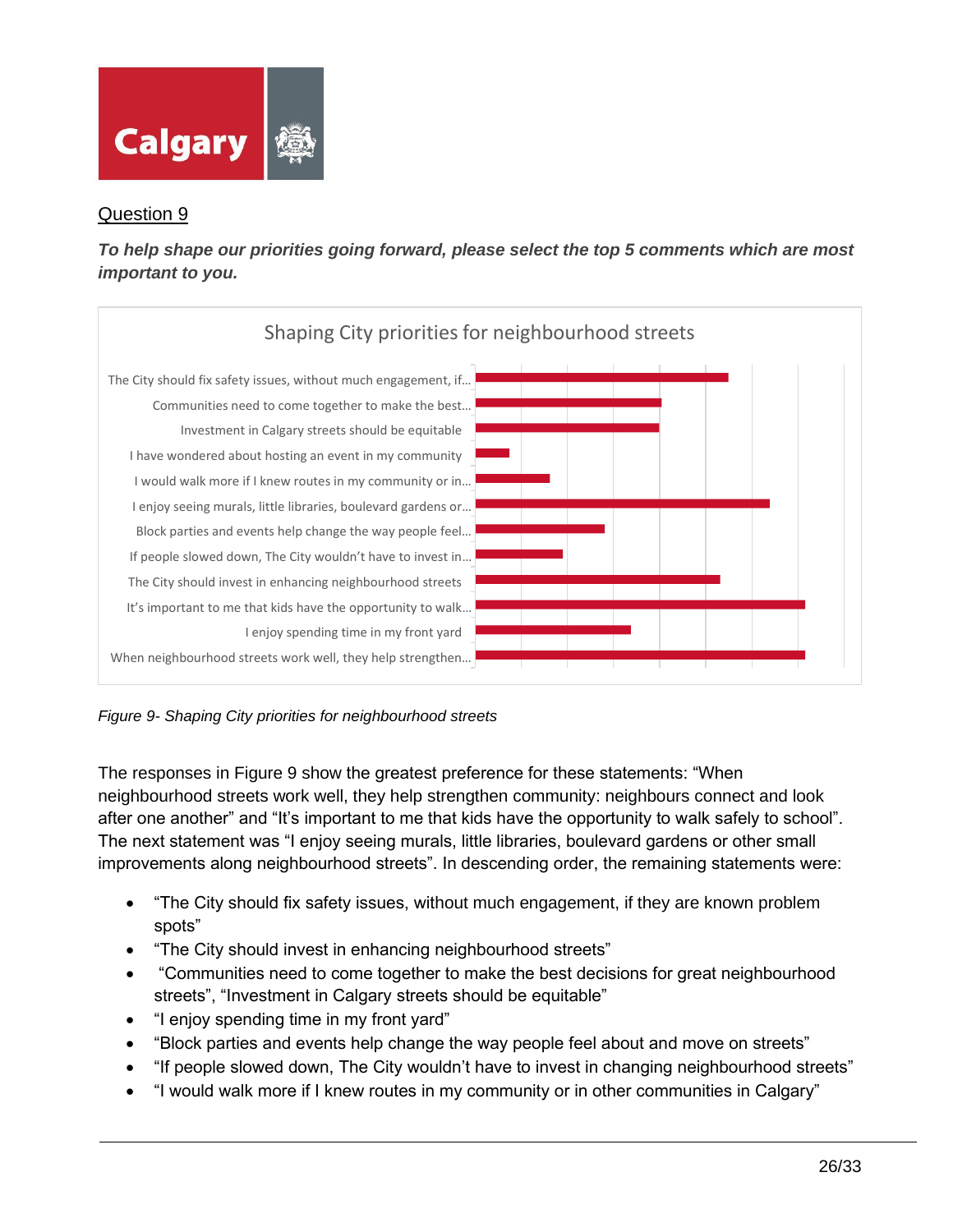## Question 9

***To help shape our priorities going forward, please select the top 5 comments which are most important to you.***

Shaping City priorities for neighbourhood streets

- The City should fix safety issues, without much engagement, if...
- Communities need to come together to make the best...
- Investment in Calgary streets should be equitable
- I have wondered about hosting an event in my community
- I would walk more if I knew routes in my community or in...
- I enjoy seeing murals, little libraries, boulevard gardens or...
- Block parties and events help change the way people feel...
- If people slowed down, The City wouldn't have to invest in...
- The City should invest in enhancing neighbourhood streets
- It's important to me that kids have the opportunity to walk...
- I enjoy spending time in my front yard
- When neighbourhood streets work well, they help strengthen...

*Figure 9- Shaping City priorities for neighbourhood streets*

The responses in Figure 9 show the greatest preference for these statements: "When neighbourhood streets work well, they help strengthen community: neighbours connect and look after one another" and "It's important to me that kids have the opportunity to walk safely to school". The next statement was "I enjoy seeing murals, little libraries, boulevard gardens or other small improvements along neighbourhood streets". In descending order, the remaining statements were:

- "The City should fix safety issues, without much engagement, if they are known problem spots"
- "The City should invest in enhancing neighbourhood streets"
- "Communities need to come together to make the best decisions for great neighbourhood streets", "Investment in Calgary streets should be equitable"
- "I enjoy spending time in my front yard"
- "Block parties and events help change the way people feel about and move on streets"
- "If people slowed down, The City wouldn't have to invest in changing neighbourhood streets"
- "I would walk more if I knew routes in my community or in other communities in Calgary"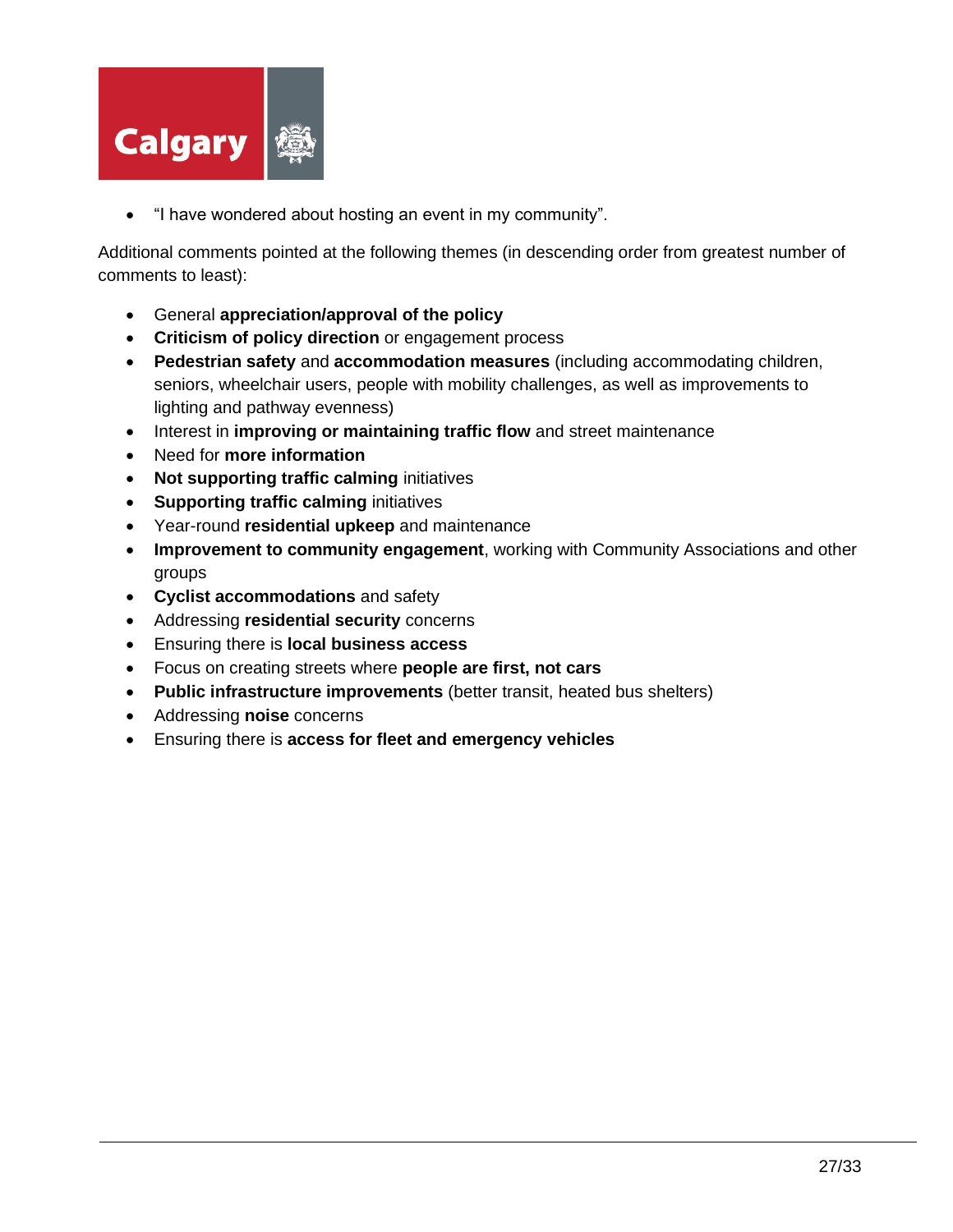- "I have wondered about hosting an event in my community".

Additional comments pointed at the following themes (in descending order from greatest number of comments to least):

- General **appreciation/approval of the policy**
- **Criticism of policy direction** or engagement process
- **Pedestrian safety** and **accommodation measures** (including accommodating children, seniors, wheelchair users, people with mobility challenges, as well as improvements to lighting and pathway evenness)
- Interest in **improving or maintaining traffic flow** and street maintenance
- Need for **more information**
- **Not supporting traffic calming** initiatives
- **Supporting traffic calming** initiatives
- Year-round **residential upkeep** and maintenance
- **Improvement to community engagement**, working with Community Associations and other groups
- **Cyclist accommodations** and safety
- Addressing **residential security** concerns
- Ensuring there is **local business access**
- Focus on creating streets where **people are first, not cars**
- **Public infrastructure improvements** (better transit, heated bus shelters)
- Addressing **noise** concerns
- Ensuring there is **access for fleet and emergency vehicles**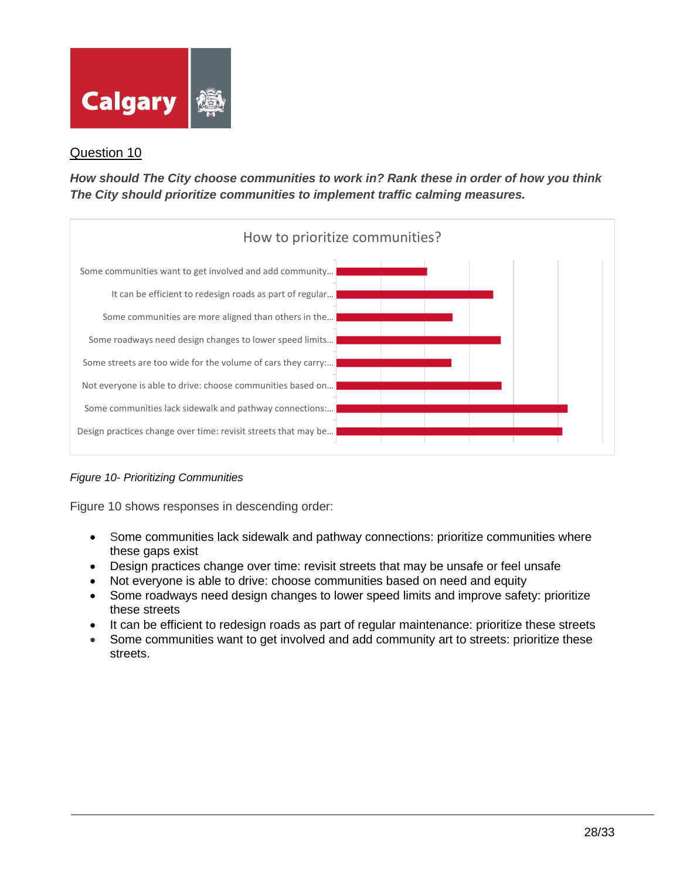## Question 10

***How should The City choose communities to work in? Rank these in order of how you think The City should prioritize communities to implement traffic calming measures.***

How to prioritize communities?

- Some communities want to get involved and add community...
- It can be efficient to redesign roads as part of regular...
- Some communities are more aligned than others in the...
- Some roadways need design changes to lower speed limits...
- Some streets are too wide for the volume of cars they carry:...
- Not everyone is able to drive: choose communities based on...
- Some communities lack sidewalk and pathway connections:...
- Design practices change over time: revisit streets that may be...

*Figure 10- Prioritizing Communities*

Figure 10 shows responses in descending order:

- Some communities lack sidewalk and pathway connections: prioritize communities where these gaps exist
- Design practices change over time: revisit streets that may be unsafe or feel unsafe
- Not everyone is able to drive: choose communities based on need and equity
- Some roadways need design changes to lower speed limits and improve safety: prioritize these streets
- It can be efficient to redesign roads as part of regular maintenance: prioritize these streets
- Some communities want to get involved and add community art to streets: prioritize these streets.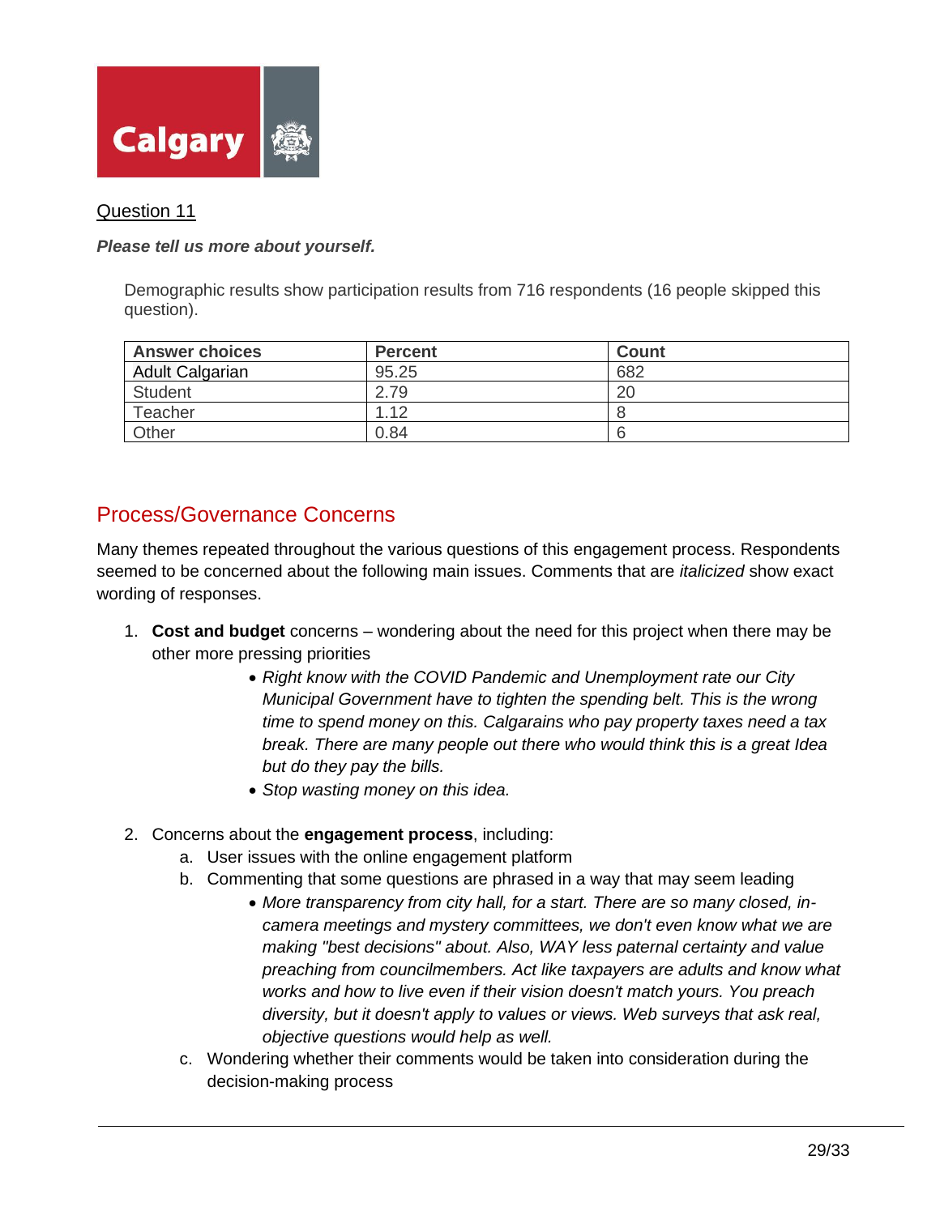## Question 11

***Please tell us more about yourself.***

Demographic results show participation results from 716 respondents (16 people skipped this question).

| Answer choices | Percent | Count |
|---|---|---|
| Adult Calgarian | 95.25 | 682 |
| Student | 2.79 | 20 |
| Teacher | 1.12 | 8 |
| Other | 0.84 | 6 |

## Process/Governance Concerns

Many themes repeated throughout the various questions of this engagement process. Respondents seemed to be concerned about the following main issues. Comments that are *italicized* show exact wording of responses.

1. **Cost and budget** concerns – wondering about the need for this project when there may be other more pressing priorities
    - *Right know with the COVID Pandemic and Unemployment rate our City Municipal Government have to tighten the spending belt. This is the wrong time to spend money on this. Calgarains who pay property taxes need a tax break. There are many people out there who would think this is a great Idea but do they pay the bills.*
    - *Stop wasting money on this idea.*

2. Concerns about the **engagement process**, including:
    a. User issues with the online engagement platform
    b. Commenting that some questions are phrased in a way that may seem leading
        - *More transparency from city hall, for a start. There are so many closed, in-camera meetings and mystery committees, we don't even know what we are making "best decisions" about. Also, WAY less paternal certainty and value preaching from councilmembers. Act like taxpayers are adults and know what works and how to live even if their vision doesn't match yours. You preach diversity, but it doesn't apply to values or views. Web surveys that ask real, objective questions would help as well.*

    c. Wondering whether their comments would be taken into consideration during the decision-making process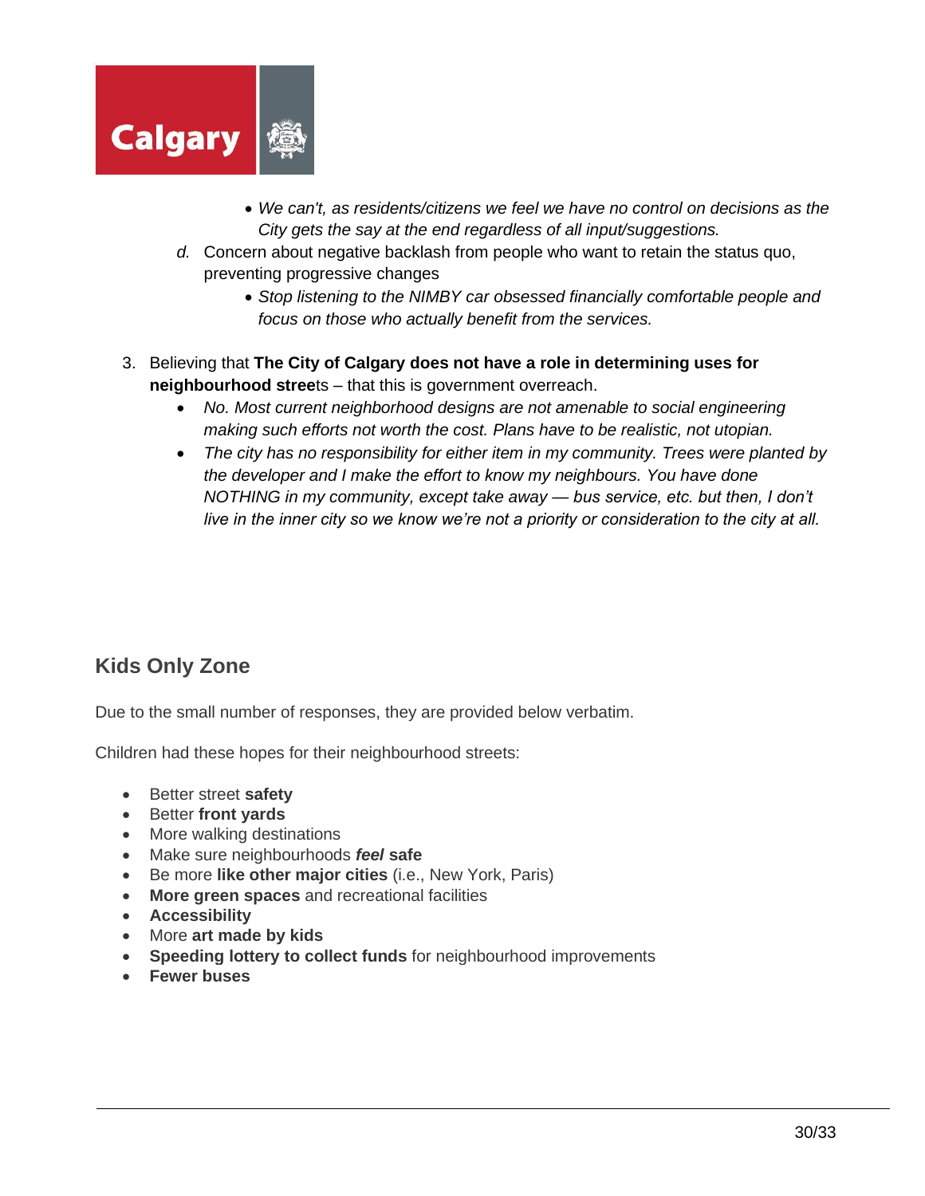- *We can't, as residents/citizens we feel we have no control on decisions as the City gets the say at the end regardless of all input/suggestions.*

d. Concern about negative backlash from people who want to retain the status quo, preventing progressive changes

  - *Stop listening to the NIMBY car obsessed financially comfortable people and focus on those who actually benefit from the services.*

3. Believing that **The City of Calgary does not have a role in determining uses for neighbourhood stree**ts – that this is government overreach.
   - *No. Most current neighborhood designs are not amenable to social engineering making such efforts not worth the cost. Plans have to be realistic, not utopian.*
   - *The city has no responsibility for either item in my community. Trees were planted by the developer and I make the effort to know my neighbours. You have done NOTHING in my community, except take away — bus service, etc. but then, I don't live in the inner city so we know we're not a priority or consideration to the city at all.*

## Kids Only Zone

Due to the small number of responses, they are provided below verbatim.

Children had these hopes for their neighbourhood streets:

- Better street **safety**
- Better **front yards**
- More walking destinations
- Make sure neighbourhoods ***feel*** **safe**
- Be more **like other major cities** (i.e., New York, Paris)
- **More green spaces** and recreational facilities
- **Accessibility**
- More **art made by kids**
- **Speeding lottery to collect funds** for neighbourhood improvements
- **Fewer buses**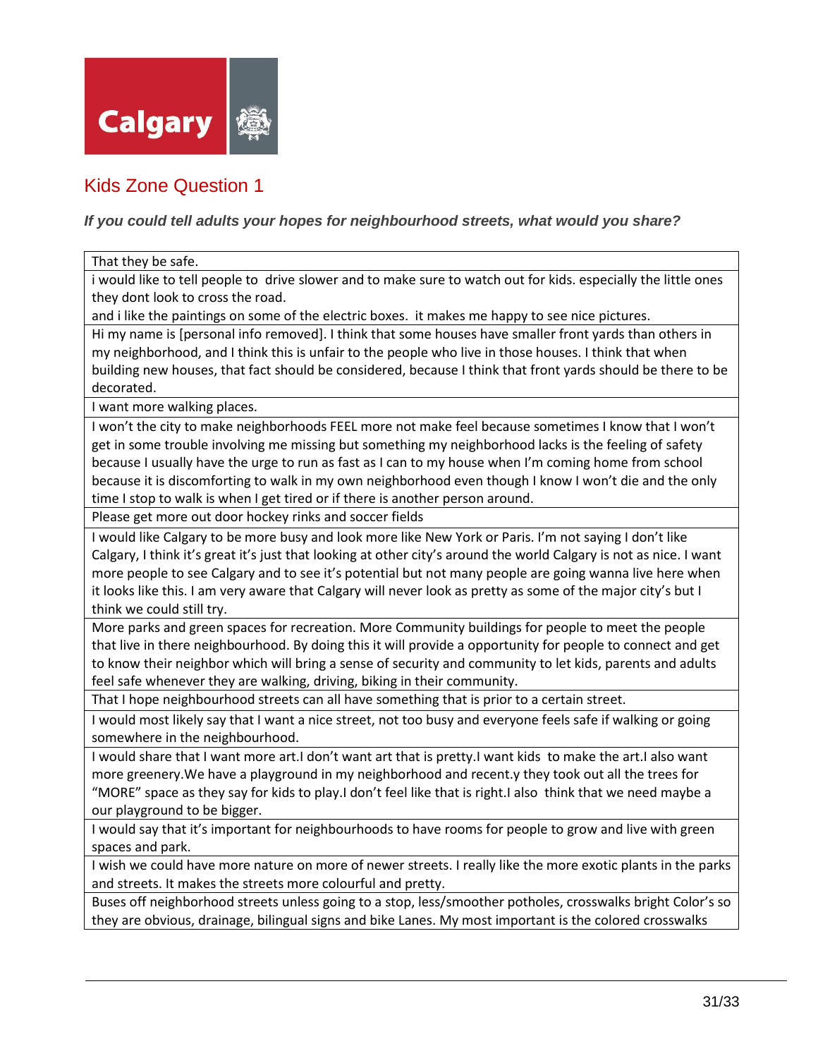Calgary

## Kids Zone Question 1

***If you could tell adults your hopes for neighbourhood streets, what would you share?***

| |
|---|
| That they be safe. |
| i would like to tell people to drive slower and to make sure to watch out for kids. especially the little ones they dont look to cross the road. and i like the paintings on some of the electric boxes. it makes me happy to see nice pictures. |
| Hi my name is [personal info removed]. I think that some houses have smaller front yards than others in my neighborhood, and I think this is unfair to the people who live in those houses. I think that when building new houses, that fact should be considered, because I think that front yards should be there to be decorated. |
| I want more walking places. |
| I won't the city to make neighborhoods FEEL more not make feel because sometimes I know that I won't get in some trouble involving me missing but something my neighborhood lacks is the feeling of safety because I usually have the urge to run as fast as I can to my house when I'm coming home from school because it is discomforting to walk in my own neighborhood even though I know I won't die and the only time I stop to walk is when I get tired or if there is another person around. |
| Please get more out door hockey rinks and soccer fields |
| I would like Calgary to be more busy and look more like New York or Paris. I'm not saying I don't like Calgary, I think it's great it's just that looking at other city's around the world Calgary is not as nice. I want more people to see Calgary and to see it's potential but not many people are going wanna live here when it looks like this. I am very aware that Calgary will never look as pretty as some of the major city's but I think we could still try. |
| More parks and green spaces for recreation. More Community buildings for people to meet the people that live in there neighbourhood. By doing this it will provide a opportunity for people to connect and get to know their neighbor which will bring a sense of security and community to let kids, parents and adults feel safe whenever they are walking, driving, biking in their community. |
| That I hope neighbourhood streets can all have something that is prior to a certain street. |
| I would most likely say that I want a nice street, not too busy and everyone feels safe if walking or going somewhere in the neighbourhood. |
| I would share that I want more art.I don't want art that is pretty.I want kids to make the art.I also want more greenery.We have a playground in my neighborhood and recent.y they took out all the trees for "MORE" space as they say for kids to play.I don't feel like that is right.I also think that we need maybe a our playground to be bigger. |
| I would say that it's important for neighbourhoods to have rooms for people to grow and live with green spaces and park. |
| I wish we could have more nature on more of newer streets. I really like the more exotic plants in the parks and streets. It makes the streets more colourful and pretty. |
| Buses off neighborhood streets unless going to a stop, less/smoother potholes, crosswalks bright Color's so they are obvious, drainage, bilingual signs and bike Lanes. My most important is the colored crosswalks |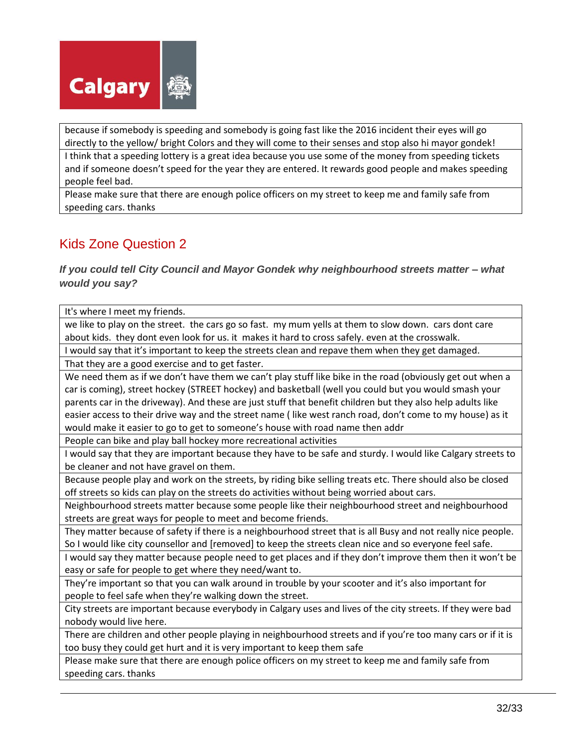| |
|---|
| because if somebody is speeding and somebody is going fast like the 2016 incident their eyes will go directly to the yellow/ bright Colors and they will come to their senses and stop also hi mayor gondek! |
| I think that a speeding lottery is a great idea because you use some of the money from speeding tickets and if someone doesn't speed for the year they are entered. It rewards good people and makes speeding people feel bad. |
| Please make sure that there are enough police officers on my street to keep me and family safe from speeding cars. thanks |

## Kids Zone Question 2

***If you could tell City Council and Mayor Gondek why neighbourhood streets matter – what would you say?***

| |
|---|
| It's where I meet my friends. |
| we like to play on the street. the cars go so fast. my mum yells at them to slow down. cars dont care about kids. they dont even look for us. it makes it hard to cross safely. even at the crosswalk. |
| I would say that it's important to keep the streets clean and repave them when they get damaged. |
| That they are a good exercise and to get faster. |
| We need them as if we don't have them we can't play stuff like bike in the road (obviously get out when a car is coming), street hockey (STREET hockey) and basketball (well you could but you would smash your parents car in the driveway). And these are just stuff that benefit children but they also help adults like easier access to their drive way and the street name ( like west ranch road, don't come to my house) as it would make it easier to go to get to someone's house with road name then addr |
| People can bike and play ball hockey more recreational activities |
| I would say that they are important because they have to be safe and sturdy. I would like Calgary streets to be cleaner and not have gravel on them. |
| Because people play and work on the streets, by riding bike selling treats etc. There should also be closed off streets so kids can play on the streets do activities without being worried about cars. |
| Neighbourhood streets matter because some people like their neighbourhood street and neighbourhood streets are great ways for people to meet and become friends. |
| They matter because of safety if there is a neighbourhood street that is all Busy and not really nice people. So I would like city counsellor and [removed] to keep the streets clean nice and so everyone feel safe. |
| I would say they matter because people need to get places and if they don't improve them then it won't be easy or safe for people to get where they need/want to. |
| They're important so that you can walk around in trouble by your scooter and it's also important for people to feel safe when they're walking down the street. |
| City streets are important because everybody in Calgary uses and lives of the city streets. If they were bad nobody would live here. |
| There are children and other people playing in neighbourhood streets and if you're too many cars or if it is too busy they could get hurt and it is very important to keep them safe |
| Please make sure that there are enough police officers on my street to keep me and family safe from speeding cars. thanks |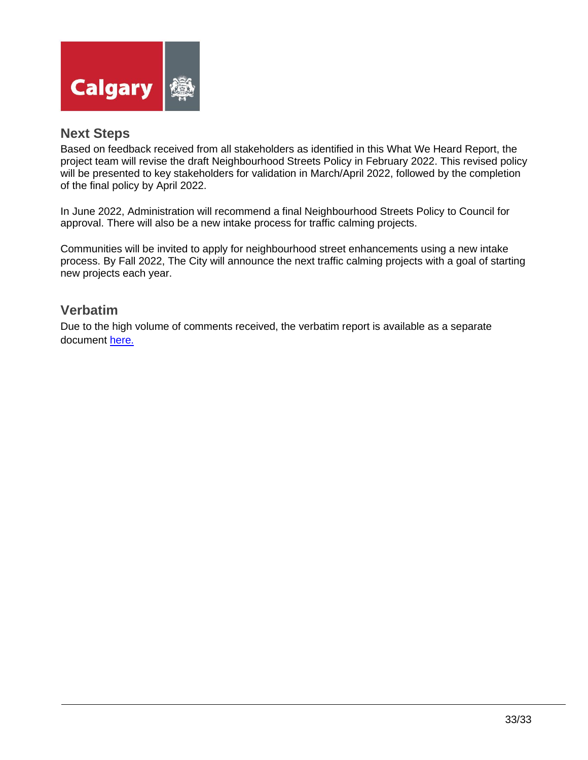## Next Steps

Based on feedback received from all stakeholders as identified in this What We Heard Report, the project team will revise the draft Neighbourhood Streets Policy in February 2022. This revised policy will be presented to key stakeholders for validation in March/April 2022, followed by the completion of the final policy by April 2022.

In June 2022, Administration will recommend a final Neighbourhood Streets Policy to Council for approval. There will also be a new intake process for traffic calming projects.

Communities will be invited to apply for neighbourhood street enhancements using a new intake process. By Fall 2022, The City will announce the next traffic calming projects with a goal of starting new projects each year.

## Verbatim

Due to the high volume of comments received, the verbatim report is available as a separate document here.